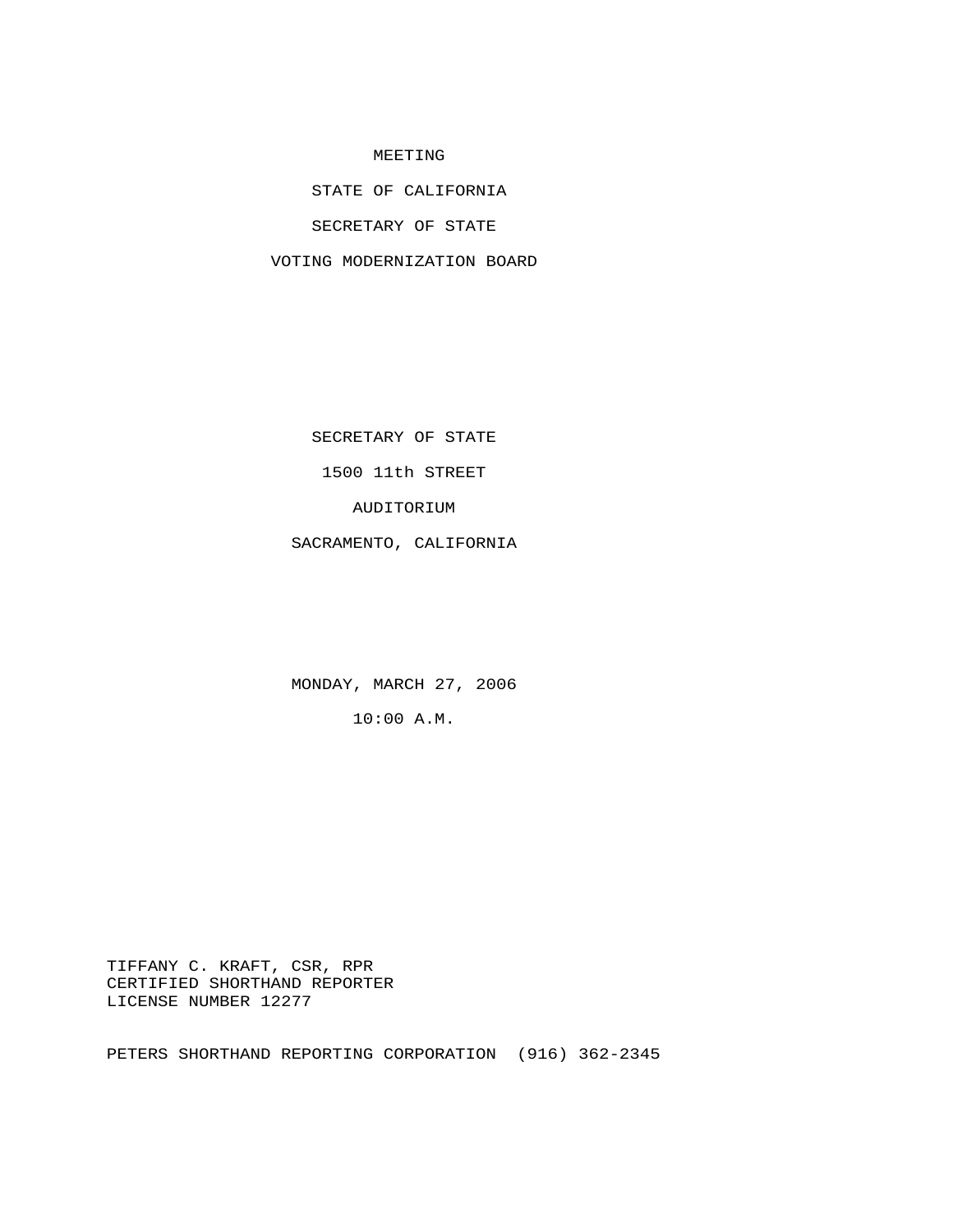# MEETING

## STATE OF CALIFORNIA

## SECRETARY OF STATE

## VOTING MODERNIZATION BOARD

SECRETARY OF STATE

1500 11th STREET

AUDITORIUM

SACRAMENTO, CALIFORNIA

MONDAY, MARCH 27, 2006

10:00 A.M.

TIFFANY C. KRAFT, CSR, RPR
CERTIFIED SHORTHAND REPORTER
LICENSE NUMBER 12277

PETERS SHORTHAND REPORTING CORPORATION (916) 362-2345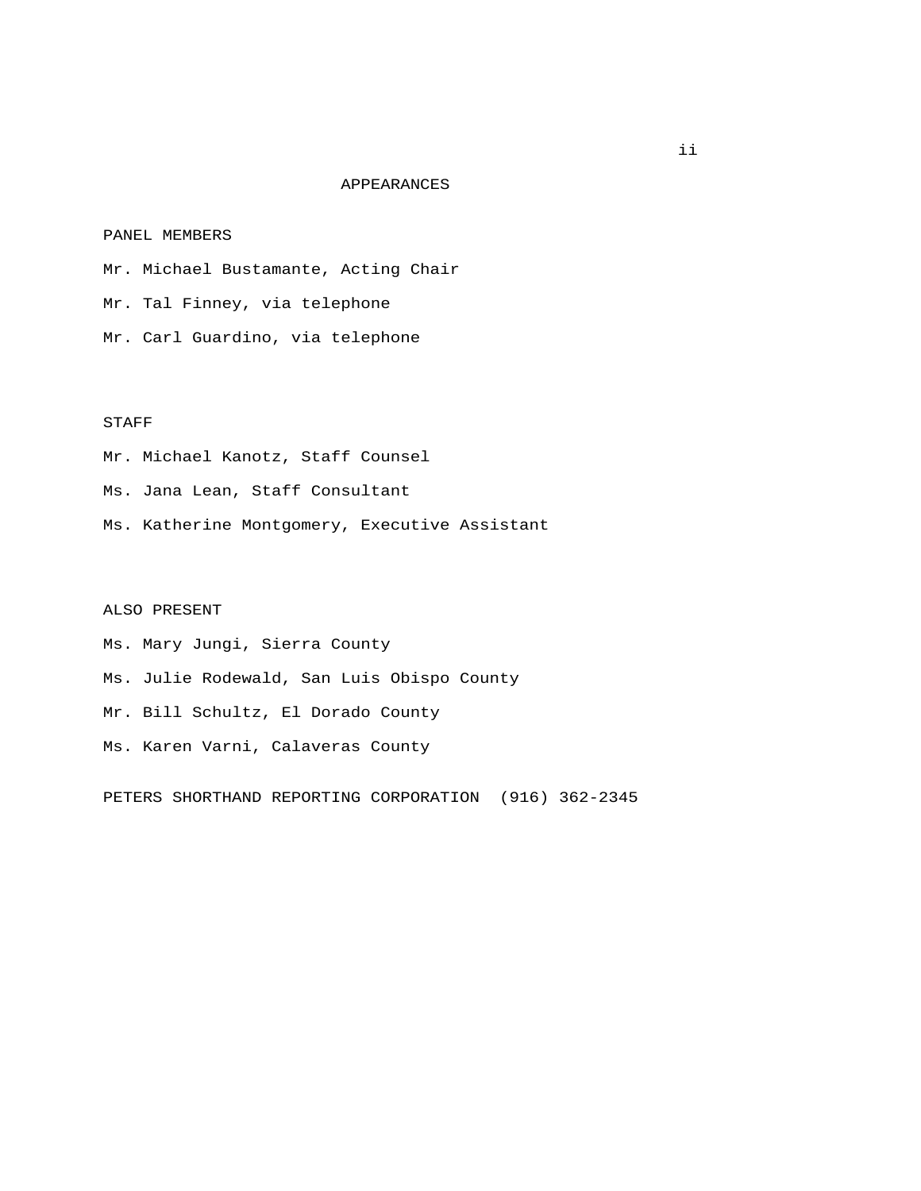# APPEARANCES

## PANEL MEMBERS

Mr. Michael Bustamante, Acting Chair

Mr. Tal Finney, via telephone

Mr. Carl Guardino, via telephone

## STAFF

Mr. Michael Kanotz, Staff Counsel

Ms. Jana Lean, Staff Consultant

Ms. Katherine Montgomery, Executive Assistant

## ALSO PRESENT

Ms. Mary Jungi, Sierra County

Ms. Julie Rodewald, San Luis Obispo County

Mr. Bill Schultz, El Dorado County

Ms. Karen Varni, Calaveras County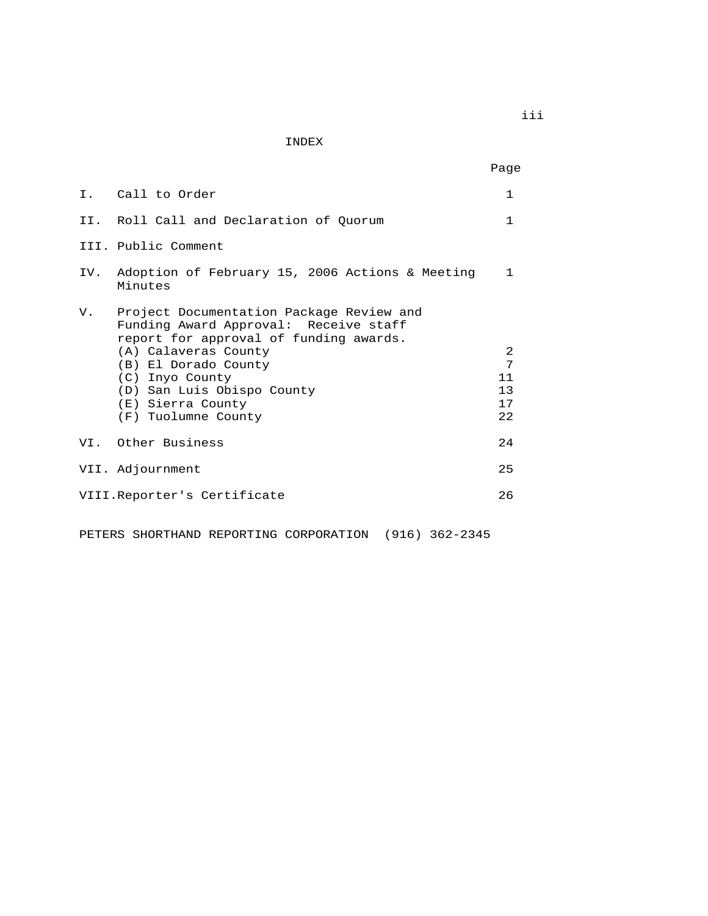# INDEX

| | | Page |
|---|---|---|
| I. | Call to Order | 1 |
| II. | Roll Call and Declaration of Quorum | 1 |
| III. | Public Comment | |
| IV. | Adoption of February 15, 2006 Actions & Meeting Minutes | 1 |
| V. | Project Documentation Package Review and Funding Award Approval: Receive staff report for approval of funding awards. | |
| | (A) Calaveras County | 2 |
| | (B) El Dorado County | 7 |
| | (C) Inyo County | 11 |
| | (D) San Luis Obispo County | 13 |
| | (E) Sierra County | 17 |
| | (F) Tuolumne County | 22 |
| VI. | Other Business | 24 |
| VII. | Adjournment | 25 |
| VIII. | Reporter's Certificate | 26 |

PETERS SHORTHAND REPORTING CORPORATION (916) 362-2345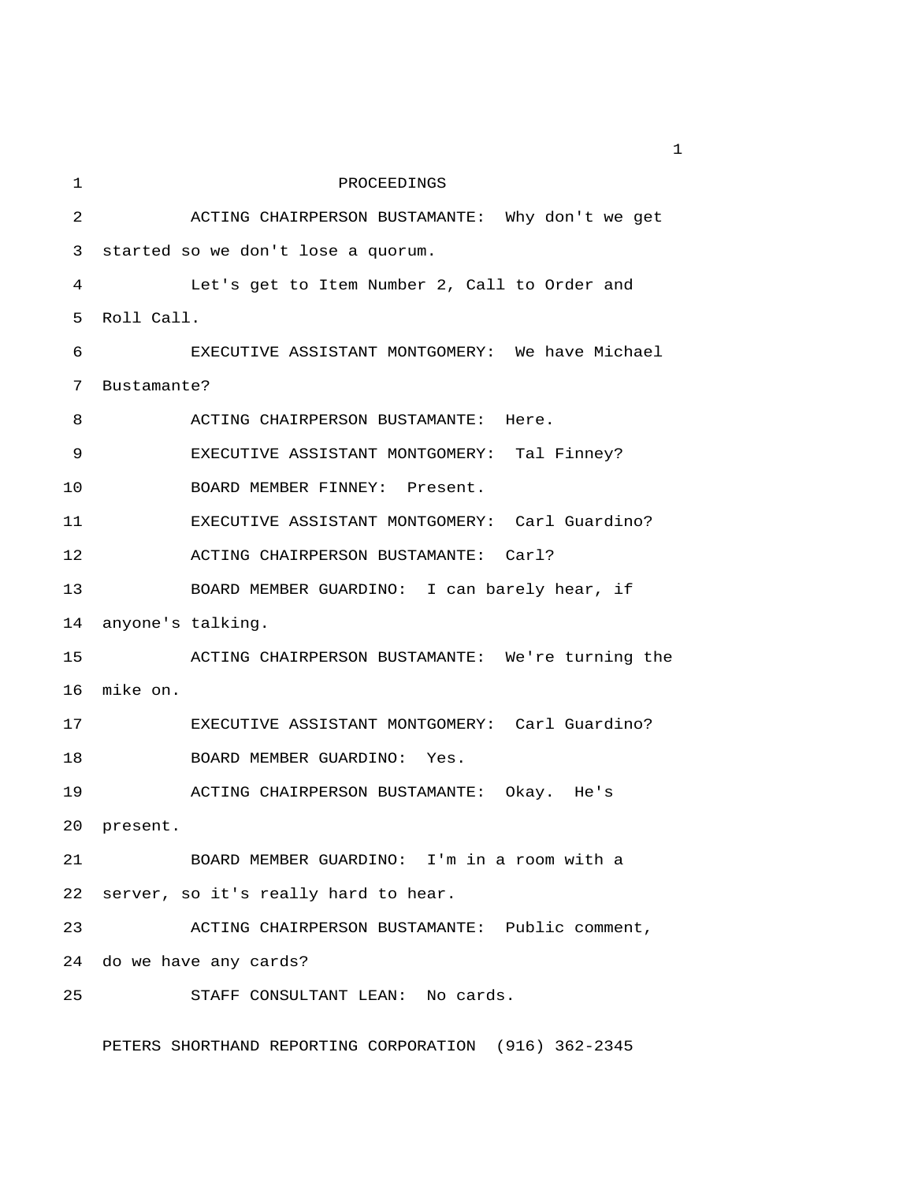PROCEEDINGS

ACTING CHAIRPERSON BUSTAMANTE: Why don't we get started so we don't lose a quorum.

Let's get to Item Number 2, Call to Order and Roll Call.

EXECUTIVE ASSISTANT MONTGOMERY: We have Michael Bustamante?

ACTING CHAIRPERSON BUSTAMANTE: Here.

EXECUTIVE ASSISTANT MONTGOMERY: Tal Finney?

BOARD MEMBER FINNEY: Present.

EXECUTIVE ASSISTANT MONTGOMERY: Carl Guardino?

ACTING CHAIRPERSON BUSTAMANTE: Carl?

BOARD MEMBER GUARDINO: I can barely hear, if anyone's talking.

ACTING CHAIRPERSON BUSTAMANTE: We're turning the mike on.

EXECUTIVE ASSISTANT MONTGOMERY: Carl Guardino?

BOARD MEMBER GUARDINO: Yes.

ACTING CHAIRPERSON BUSTAMANTE: Okay. He's present.

BOARD MEMBER GUARDINO: I'm in a room with a server, so it's really hard to hear.

ACTING CHAIRPERSON BUSTAMANTE: Public comment, do we have any cards?

STAFF CONSULTANT LEAN: No cards.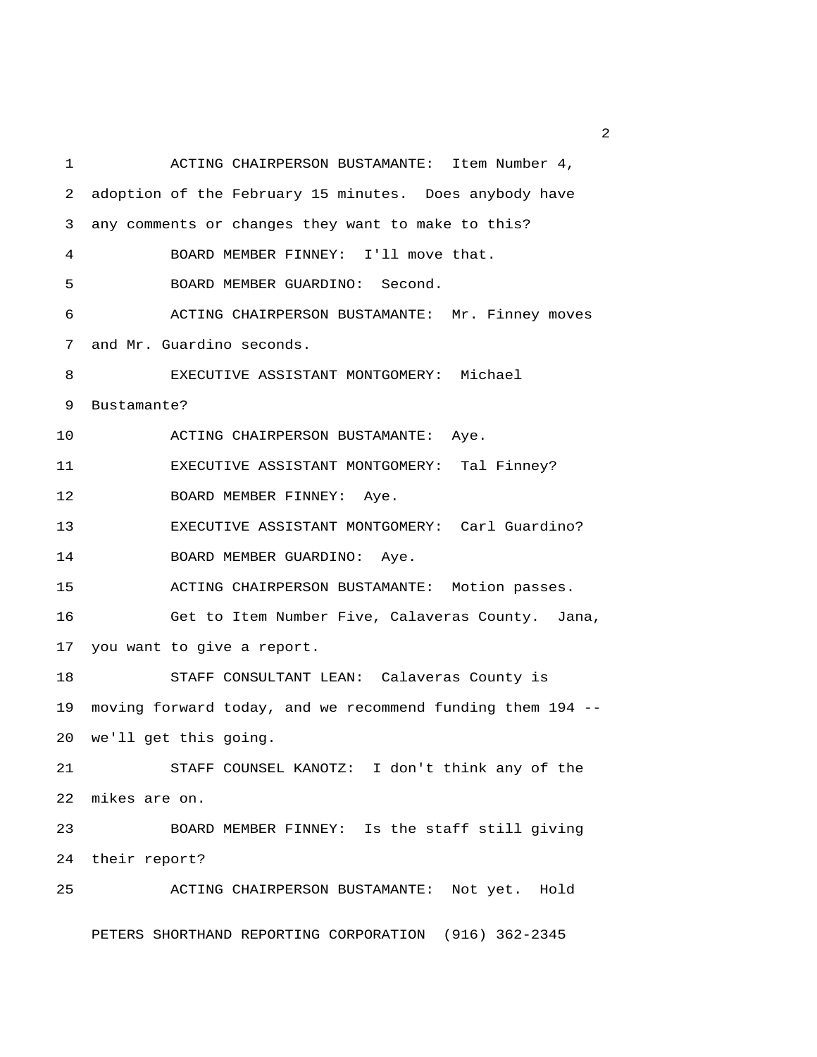ACTING CHAIRPERSON BUSTAMANTE: Item Number 4, adoption of the February 15 minutes. Does anybody have any comments or changes they want to make to this?

BOARD MEMBER FINNEY: I'll move that.

BOARD MEMBER GUARDINO: Second.

ACTING CHAIRPERSON BUSTAMANTE: Mr. Finney moves and Mr. Guardino seconds.

EXECUTIVE ASSISTANT MONTGOMERY: Michael Bustamante?

ACTING CHAIRPERSON BUSTAMANTE: Aye.

EXECUTIVE ASSISTANT MONTGOMERY: Tal Finney?

BOARD MEMBER FINNEY: Aye.

EXECUTIVE ASSISTANT MONTGOMERY: Carl Guardino?

BOARD MEMBER GUARDINO: Aye.

ACTING CHAIRPERSON BUSTAMANTE: Motion passes.

Get to Item Number Five, Calaveras County. Jana, you want to give a report.

STAFF CONSULTANT LEAN: Calaveras County is moving forward today, and we recommend funding them 194 -- we'll get this going.

STAFF COUNSEL KANOTZ: I don't think any of the mikes are on.

BOARD MEMBER FINNEY: Is the staff still giving their report?

ACTING CHAIRPERSON BUSTAMANTE: Not yet. Hold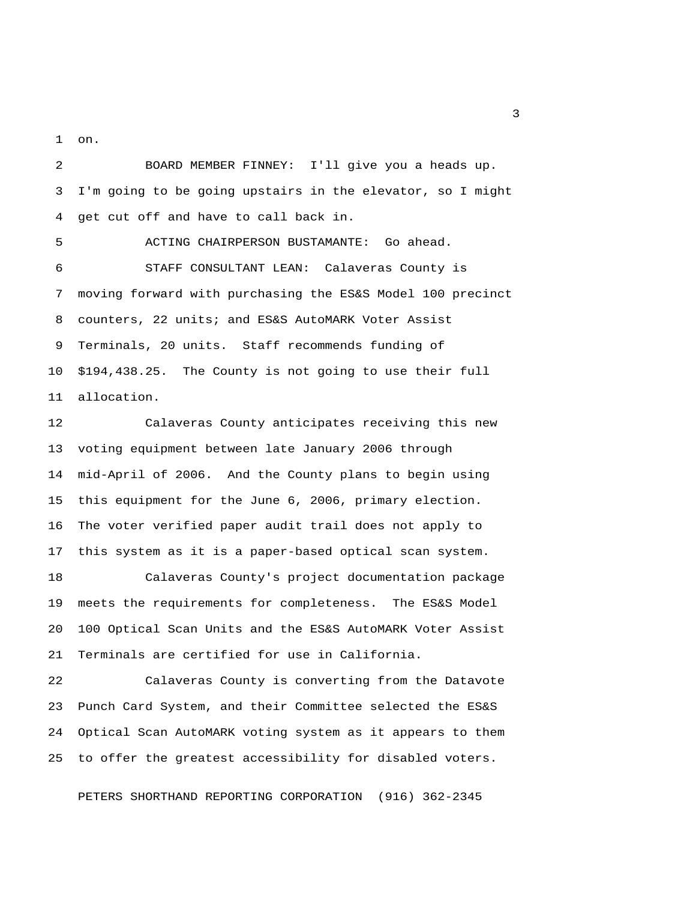on.

BOARD MEMBER FINNEY: I'll give you a heads up. I'm going to be going upstairs in the elevator, so I might get cut off and have to call back in.

ACTING CHAIRPERSON BUSTAMANTE: Go ahead.

STAFF CONSULTANT LEAN: Calaveras County is moving forward with purchasing the ES&S Model 100 precinct counters, 22 units; and ES&S AutoMARK Voter Assist Terminals, 20 units. Staff recommends funding of $194,438.25. The County is not going to use their full allocation.

Calaveras County anticipates receiving this new voting equipment between late January 2006 through mid-April of 2006. And the County plans to begin using this equipment for the June 6, 2006, primary election. The voter verified paper audit trail does not apply to this system as it is a paper-based optical scan system.

Calaveras County's project documentation package meets the requirements for completeness. The ES&S Model 100 Optical Scan Units and the ES&S AutoMARK Voter Assist Terminals are certified for use in California.

Calaveras County is converting from the Datavote Punch Card System, and their Committee selected the ES&S Optical Scan AutoMARK voting system as it appears to them to offer the greatest accessibility for disabled voters.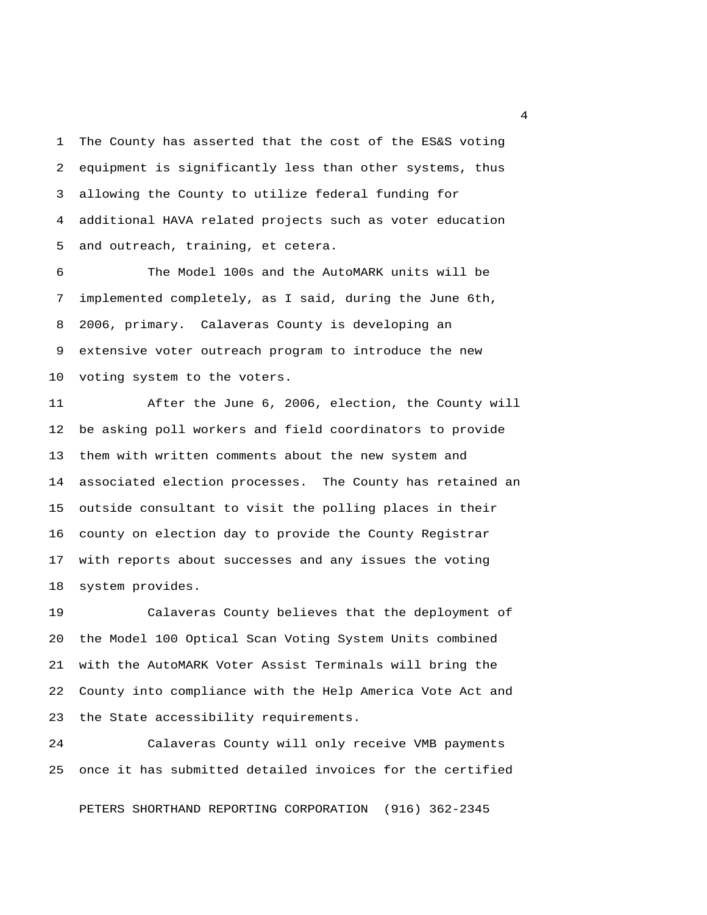The County has asserted that the cost of the ES&S voting equipment is significantly less than other systems, thus allowing the County to utilize federal funding for additional HAVA related projects such as voter education and outreach, training, et cetera.

The Model 100s and the AutoMARK units will be implemented completely, as I said, during the June 6th, 2006, primary. Calaveras County is developing an extensive voter outreach program to introduce the new voting system to the voters.

After the June 6, 2006, election, the County will be asking poll workers and field coordinators to provide them with written comments about the new system and associated election processes. The County has retained an outside consultant to visit the polling places in their county on election day to provide the County Registrar with reports about successes and any issues the voting system provides.

Calaveras County believes that the deployment of the Model 100 Optical Scan Voting System Units combined with the AutoMARK Voter Assist Terminals will bring the County into compliance with the Help America Vote Act and the State accessibility requirements.

Calaveras County will only receive VMB payments once it has submitted detailed invoices for the certified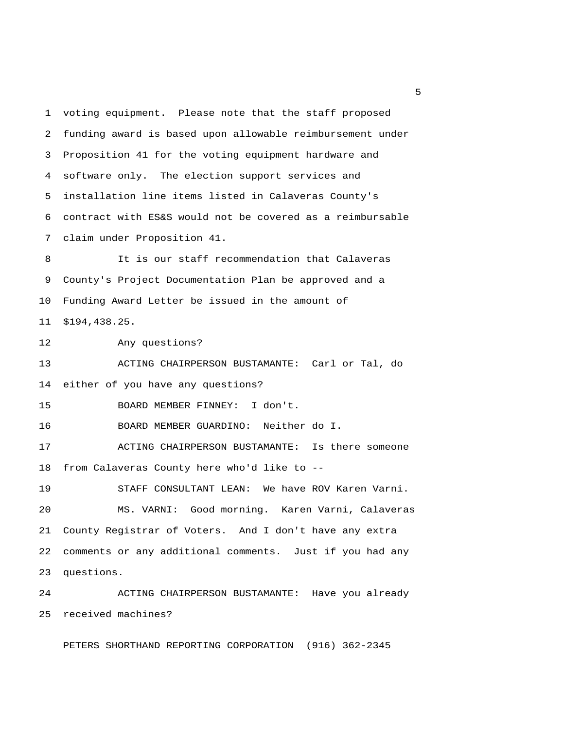voting equipment. Please note that the staff proposed funding award is based upon allowable reimbursement under Proposition 41 for the voting equipment hardware and software only. The election support services and installation line items listed in Calaveras County's contract with ES&S would not be covered as a reimbursable claim under Proposition 41.

It is our staff recommendation that Calaveras County's Project Documentation Plan be approved and a Funding Award Letter be issued in the amount of $194,438.25.

Any questions?

ACTING CHAIRPERSON BUSTAMANTE: Carl or Tal, do either of you have any questions?

BOARD MEMBER FINNEY: I don't.

BOARD MEMBER GUARDINO: Neither do I.

ACTING CHAIRPERSON BUSTAMANTE: Is there someone from Calaveras County here who'd like to --

STAFF CONSULTANT LEAN: We have ROV Karen Varni.

MS. VARNI: Good morning. Karen Varni, Calaveras County Registrar of Voters. And I don't have any extra comments or any additional comments. Just if you had any questions.

ACTING CHAIRPERSON BUSTAMANTE: Have you already received machines?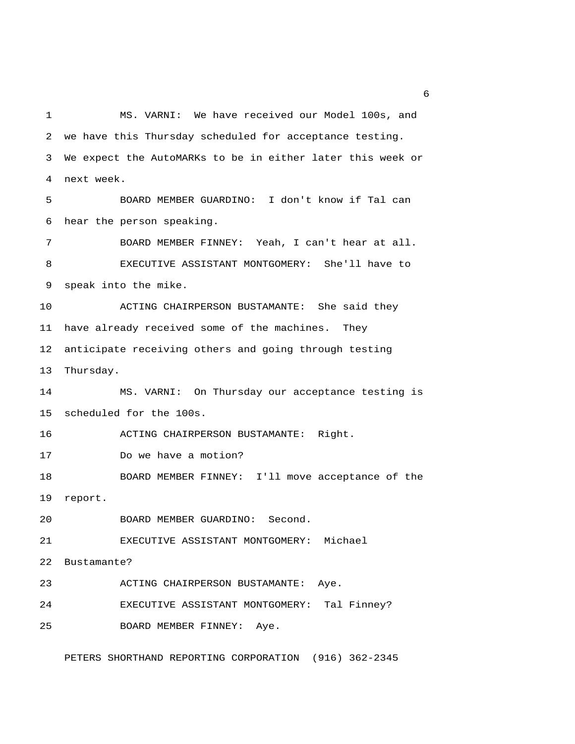MS. VARNI: We have received our Model 100s, and we have this Thursday scheduled for acceptance testing. We expect the AutoMARKs to be in either later this week or next week.

BOARD MEMBER GUARDINO: I don't know if Tal can hear the person speaking.

BOARD MEMBER FINNEY: Yeah, I can't hear at all.

EXECUTIVE ASSISTANT MONTGOMERY: She'll have to speak into the mike.

ACTING CHAIRPERSON BUSTAMANTE: She said they have already received some of the machines. They anticipate receiving others and going through testing Thursday.

MS. VARNI: On Thursday our acceptance testing is scheduled for the 100s.

ACTING CHAIRPERSON BUSTAMANTE: Right.

Do we have a motion?

BOARD MEMBER FINNEY: I'll move acceptance of the report.

BOARD MEMBER GUARDINO: Second.

EXECUTIVE ASSISTANT MONTGOMERY: Michael Bustamante?

ACTING CHAIRPERSON BUSTAMANTE: Aye.

EXECUTIVE ASSISTANT MONTGOMERY: Tal Finney?

BOARD MEMBER FINNEY: Aye.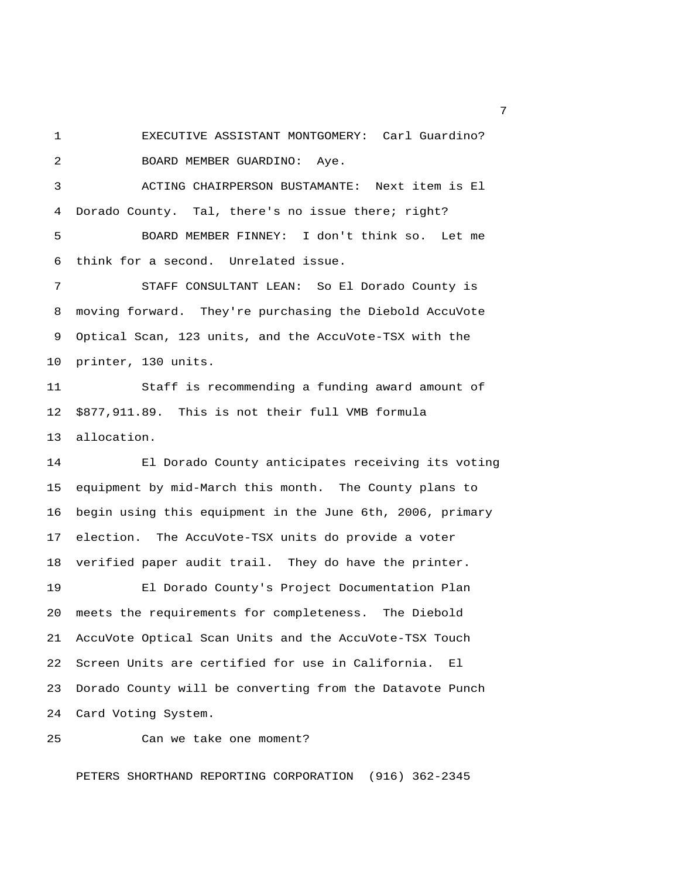EXECUTIVE ASSISTANT MONTGOMERY: Carl Guardino?

BOARD MEMBER GUARDINO: Aye.

ACTING CHAIRPERSON BUSTAMANTE: Next item is El Dorado County. Tal, there's no issue there; right?

BOARD MEMBER FINNEY: I don't think so. Let me think for a second. Unrelated issue.

STAFF CONSULTANT LEAN: So El Dorado County is moving forward. They're purchasing the Diebold AccuVote Optical Scan, 123 units, and the AccuVote-TSX with the printer, 130 units.

Staff is recommending a funding award amount of $877,911.89. This is not their full VMB formula allocation.

El Dorado County anticipates receiving its voting equipment by mid-March this month. The County plans to begin using this equipment in the June 6th, 2006, primary election. The AccuVote-TSX units do provide a voter verified paper audit trail. They do have the printer.

El Dorado County's Project Documentation Plan meets the requirements for completeness. The Diebold AccuVote Optical Scan Units and the AccuVote-TSX Touch Screen Units are certified for use in California. El Dorado County will be converting from the Datavote Punch Card Voting System.

Can we take one moment?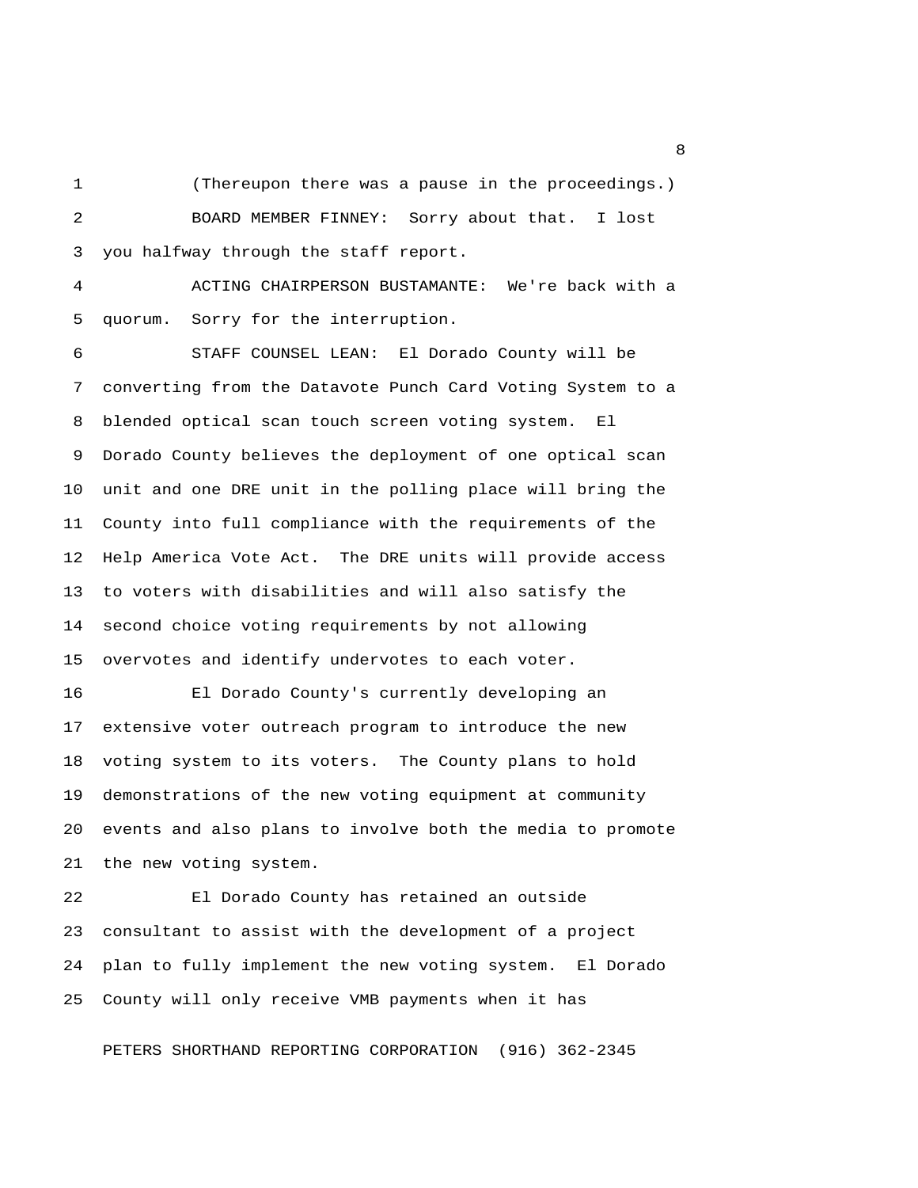(Thereupon there was a pause in the proceedings.)

BOARD MEMBER FINNEY: Sorry about that. I lost you halfway through the staff report.

ACTING CHAIRPERSON BUSTAMANTE: We're back with a quorum. Sorry for the interruption.

STAFF COUNSEL LEAN: El Dorado County will be converting from the Datavote Punch Card Voting System to a blended optical scan touch screen voting system. El Dorado County believes the deployment of one optical scan unit and one DRE unit in the polling place will bring the County into full compliance with the requirements of the Help America Vote Act. The DRE units will provide access to voters with disabilities and will also satisfy the second choice voting requirements by not allowing overvotes and identify undervotes to each voter.

El Dorado County's currently developing an extensive voter outreach program to introduce the new voting system to its voters. The County plans to hold demonstrations of the new voting equipment at community events and also plans to involve both the media to promote the new voting system.

El Dorado County has retained an outside consultant to assist with the development of a project plan to fully implement the new voting system. El Dorado County will only receive VMB payments when it has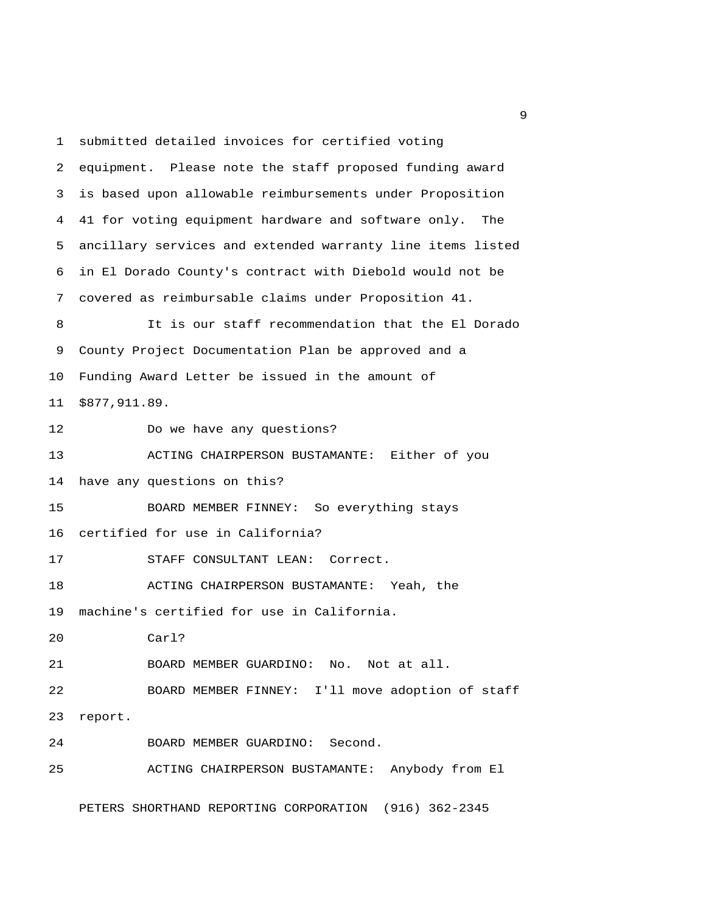submitted detailed invoices for certified voting equipment. Please note the staff proposed funding award is based upon allowable reimbursements under Proposition 41 for voting equipment hardware and software only. The ancillary services and extended warranty line items listed in El Dorado County's contract with Diebold would not be covered as reimbursable claims under Proposition 41.

It is our staff recommendation that the El Dorado County Project Documentation Plan be approved and a Funding Award Letter be issued in the amount of $877,911.89.

Do we have any questions?

ACTING CHAIRPERSON BUSTAMANTE: Either of you have any questions on this?

BOARD MEMBER FINNEY: So everything stays certified for use in California?

STAFF CONSULTANT LEAN: Correct.

ACTING CHAIRPERSON BUSTAMANTE: Yeah, the machine's certified for use in California.

Carl?

BOARD MEMBER GUARDINO: No. Not at all.

BOARD MEMBER FINNEY: I'll move adoption of staff report.

BOARD MEMBER GUARDINO: Second.

ACTING CHAIRPERSON BUSTAMANTE: Anybody from El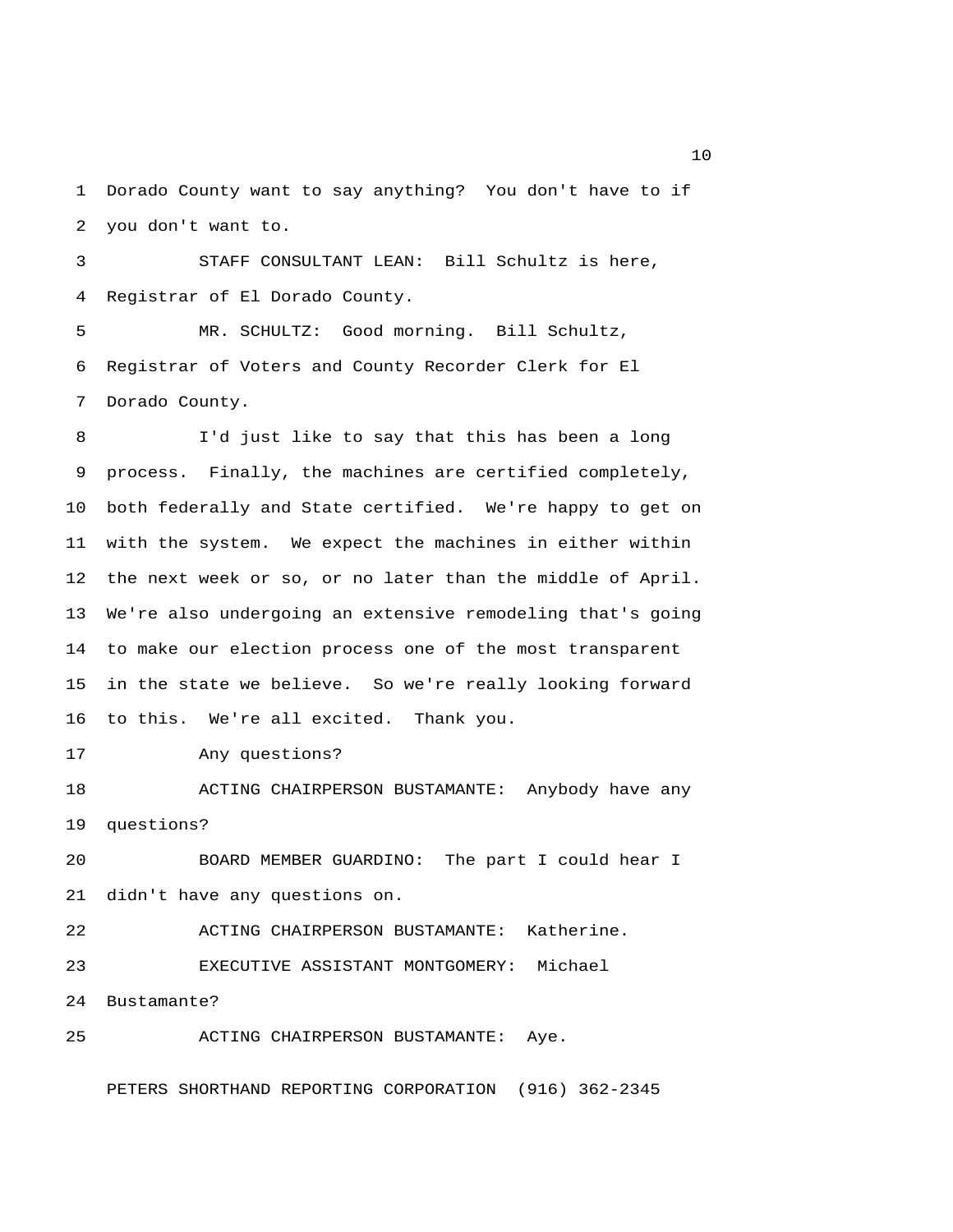Dorado County want to say anything? You don't have to if you don't want to.

STAFF CONSULTANT LEAN: Bill Schultz is here, Registrar of El Dorado County.

MR. SCHULTZ: Good morning. Bill Schultz, Registrar of Voters and County Recorder Clerk for El Dorado County.

I'd just like to say that this has been a long process. Finally, the machines are certified completely, both federally and State certified. We're happy to get on with the system. We expect the machines in either within the next week or so, or no later than the middle of April. We're also undergoing an extensive remodeling that's going to make our election process one of the most transparent in the state we believe. So we're really looking forward to this. We're all excited. Thank you.

Any questions?

ACTING CHAIRPERSON BUSTAMANTE: Anybody have any questions?

BOARD MEMBER GUARDINO: The part I could hear I didn't have any questions on.

ACTING CHAIRPERSON BUSTAMANTE: Katherine.

EXECUTIVE ASSISTANT MONTGOMERY: Michael Bustamante?

ACTING CHAIRPERSON BUSTAMANTE: Aye.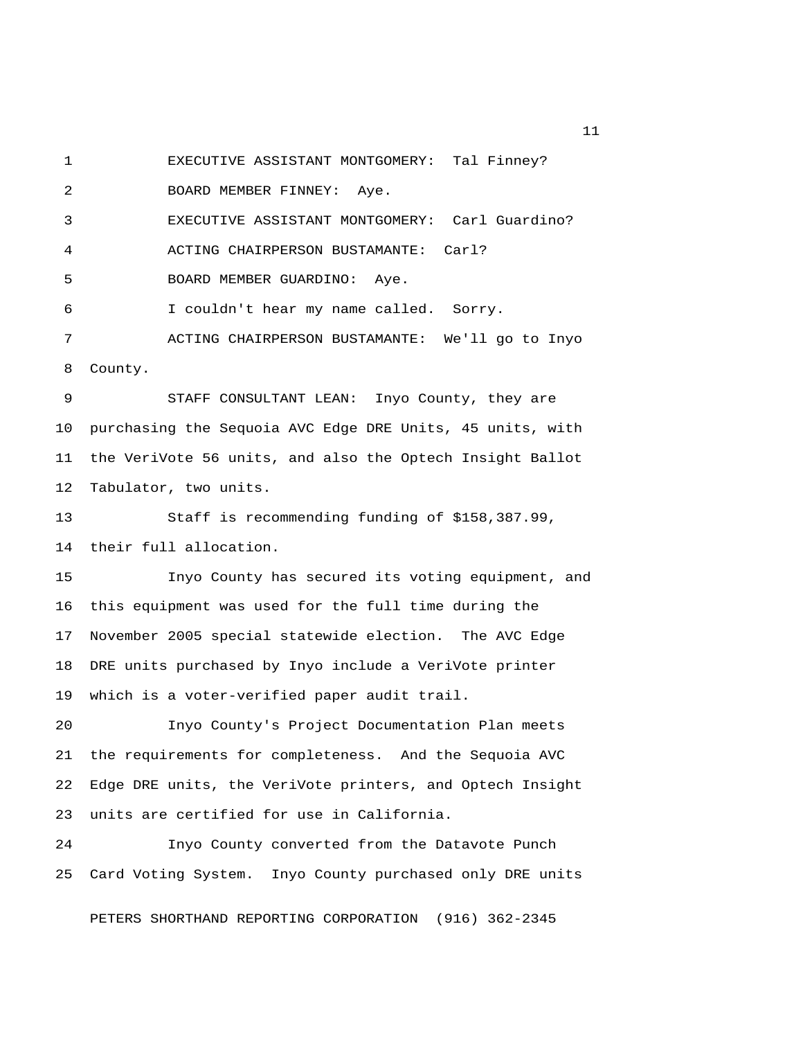EXECUTIVE ASSISTANT MONTGOMERY: Tal Finney?

BOARD MEMBER FINNEY: Aye.

EXECUTIVE ASSISTANT MONTGOMERY: Carl Guardino?

ACTING CHAIRPERSON BUSTAMANTE: Carl?

BOARD MEMBER GUARDINO: Aye.

I couldn't hear my name called. Sorry.

ACTING CHAIRPERSON BUSTAMANTE: We'll go to Inyo County.

STAFF CONSULTANT LEAN: Inyo County, they are purchasing the Sequoia AVC Edge DRE Units, 45 units, with the VeriVote 56 units, and also the Optech Insight Ballot Tabulator, two units.

Staff is recommending funding of $158,387.99, their full allocation.

Inyo County has secured its voting equipment, and this equipment was used for the full time during the November 2005 special statewide election. The AVC Edge DRE units purchased by Inyo include a VeriVote printer which is a voter-verified paper audit trail.

Inyo County's Project Documentation Plan meets the requirements for completeness. And the Sequoia AVC Edge DRE units, the VeriVote printers, and Optech Insight units are certified for use in California.

Inyo County converted from the Datavote Punch Card Voting System. Inyo County purchased only DRE units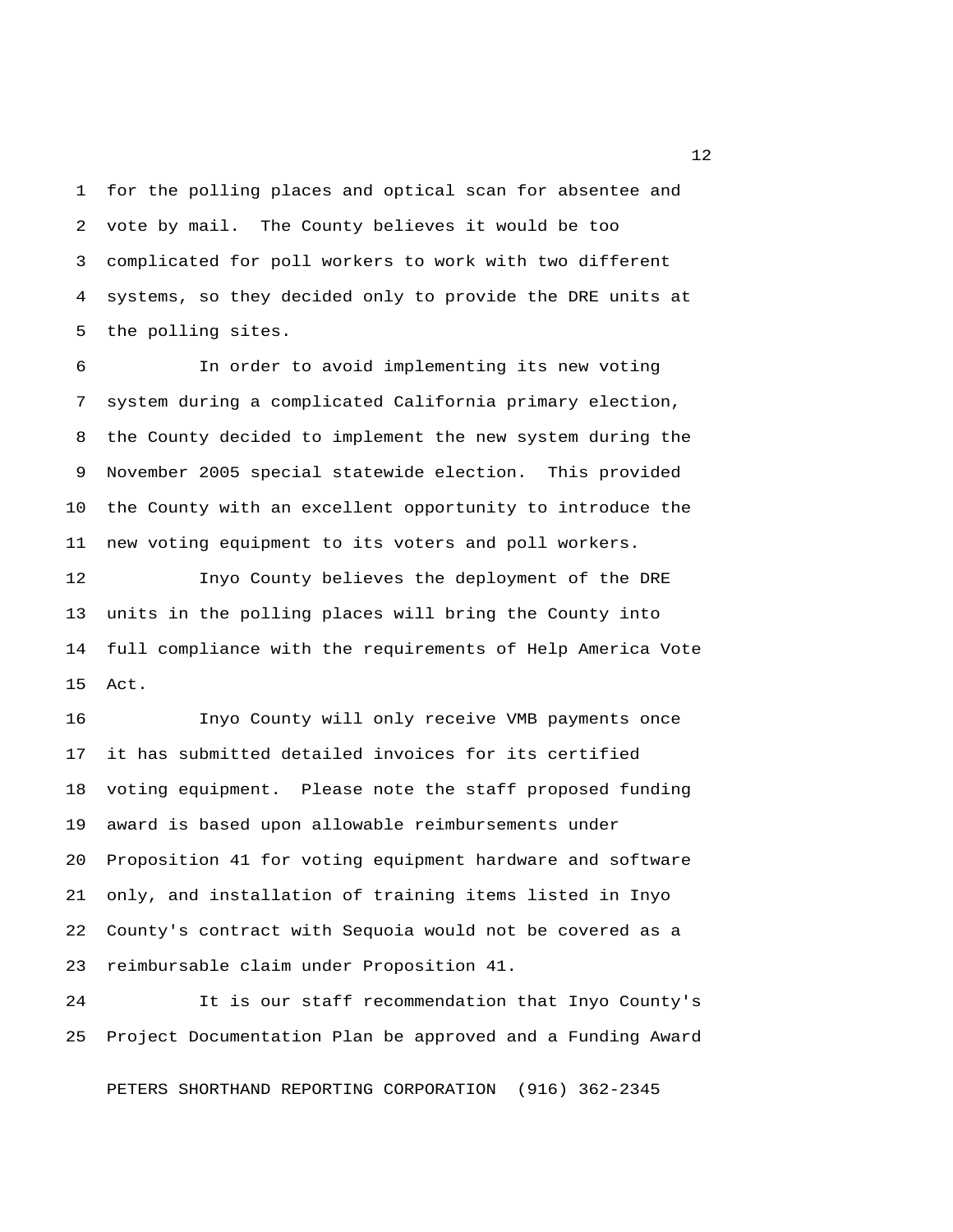for the polling places and optical scan for absentee and vote by mail. The County believes it would be too complicated for poll workers to work with two different systems, so they decided only to provide the DRE units at the polling sites.

In order to avoid implementing its new voting system during a complicated California primary election, the County decided to implement the new system during the November 2005 special statewide election. This provided the County with an excellent opportunity to introduce the new voting equipment to its voters and poll workers.

Inyo County believes the deployment of the DRE units in the polling places will bring the County into full compliance with the requirements of Help America Vote Act.

Inyo County will only receive VMB payments once it has submitted detailed invoices for its certified voting equipment. Please note the staff proposed funding award is based upon allowable reimbursements under Proposition 41 for voting equipment hardware and software only, and installation of training items listed in Inyo County's contract with Sequoia would not be covered as a reimbursable claim under Proposition 41.

It is our staff recommendation that Inyo County's Project Documentation Plan be approved and a Funding Award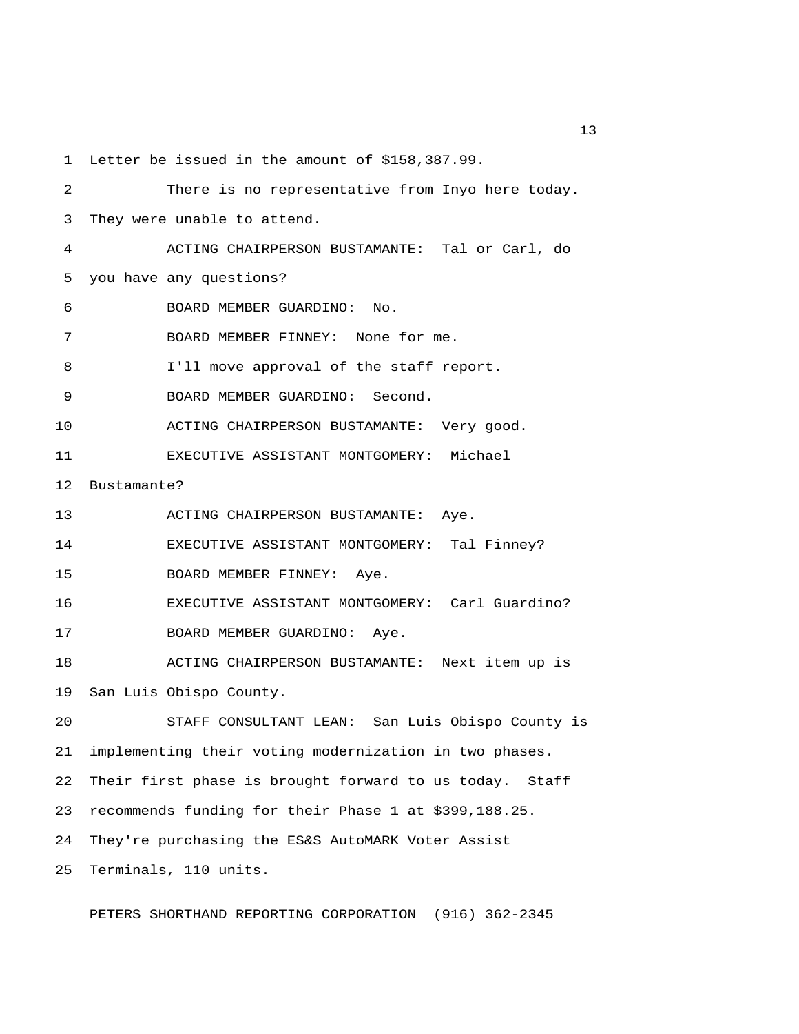Letter be issued in the amount of $158,387.99.

There is no representative from Inyo here today. They were unable to attend.

ACTING CHAIRPERSON BUSTAMANTE: Tal or Carl, do you have any questions?

BOARD MEMBER GUARDINO: No.

BOARD MEMBER FINNEY: None for me.

I'll move approval of the staff report.

BOARD MEMBER GUARDINO: Second.

ACTING CHAIRPERSON BUSTAMANTE: Very good.

EXECUTIVE ASSISTANT MONTGOMERY: Michael Bustamante?

ACTING CHAIRPERSON BUSTAMANTE: Aye.

EXECUTIVE ASSISTANT MONTGOMERY: Tal Finney?

BOARD MEMBER FINNEY: Aye.

EXECUTIVE ASSISTANT MONTGOMERY: Carl Guardino?

BOARD MEMBER GUARDINO: Aye.

ACTING CHAIRPERSON BUSTAMANTE: Next item up is San Luis Obispo County.

STAFF CONSULTANT LEAN: San Luis Obispo County is implementing their voting modernization in two phases. Their first phase is brought forward to us today. Staff recommends funding for their Phase 1 at $399,188.25. They're purchasing the ES&S AutoMARK Voter Assist Terminals, 110 units.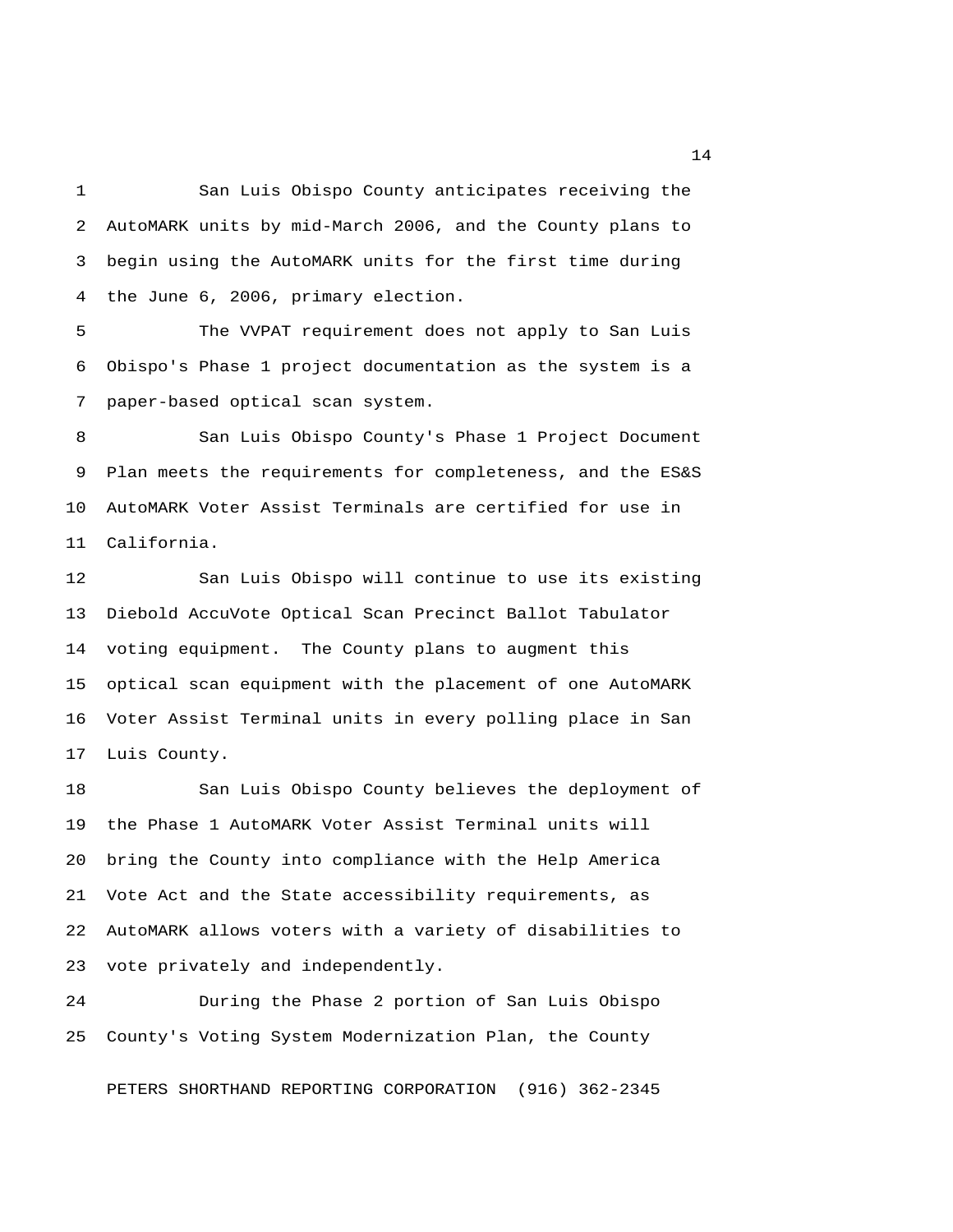San Luis Obispo County anticipates receiving the AutoMARK units by mid-March 2006, and the County plans to begin using the AutoMARK units for the first time during the June 6, 2006, primary election.

The VVPAT requirement does not apply to San Luis Obispo's Phase 1 project documentation as the system is a paper-based optical scan system.

San Luis Obispo County's Phase 1 Project Document Plan meets the requirements for completeness, and the ES&S AutoMARK Voter Assist Terminals are certified for use in California.

San Luis Obispo will continue to use its existing Diebold AccuVote Optical Scan Precinct Ballot Tabulator voting equipment. The County plans to augment this optical scan equipment with the placement of one AutoMARK Voter Assist Terminal units in every polling place in San Luis County.

San Luis Obispo County believes the deployment of the Phase 1 AutoMARK Voter Assist Terminal units will bring the County into compliance with the Help America Vote Act and the State accessibility requirements, as AutoMARK allows voters with a variety of disabilities to vote privately and independently.

During the Phase 2 portion of San Luis Obispo County's Voting System Modernization Plan, the County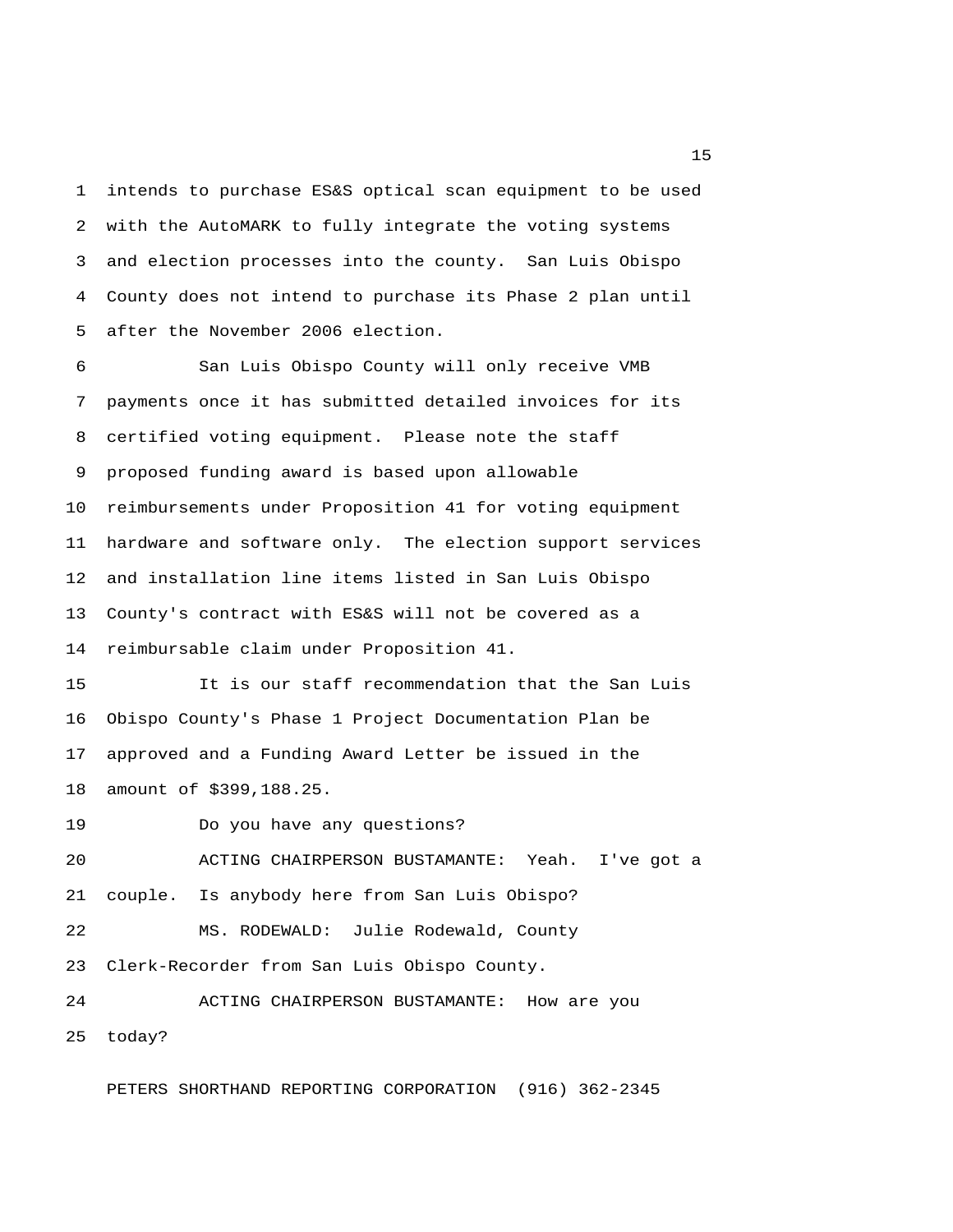intends to purchase ES&S optical scan equipment to be used with the AutoMARK to fully integrate the voting systems and election processes into the county. San Luis Obispo County does not intend to purchase its Phase 2 plan until after the November 2006 election.

San Luis Obispo County will only receive VMB payments once it has submitted detailed invoices for its certified voting equipment. Please note the staff proposed funding award is based upon allowable reimbursements under Proposition 41 for voting equipment hardware and software only. The election support services and installation line items listed in San Luis Obispo County's contract with ES&S will not be covered as a reimbursable claim under Proposition 41.

It is our staff recommendation that the San Luis Obispo County's Phase 1 Project Documentation Plan be approved and a Funding Award Letter be issued in the amount of $399,188.25.

Do you have any questions?

ACTING CHAIRPERSON BUSTAMANTE: Yeah. I've got a couple. Is anybody here from San Luis Obispo?

MS. RODEWALD: Julie Rodewald, County Clerk-Recorder from San Luis Obispo County.

ACTING CHAIRPERSON BUSTAMANTE: How are you today?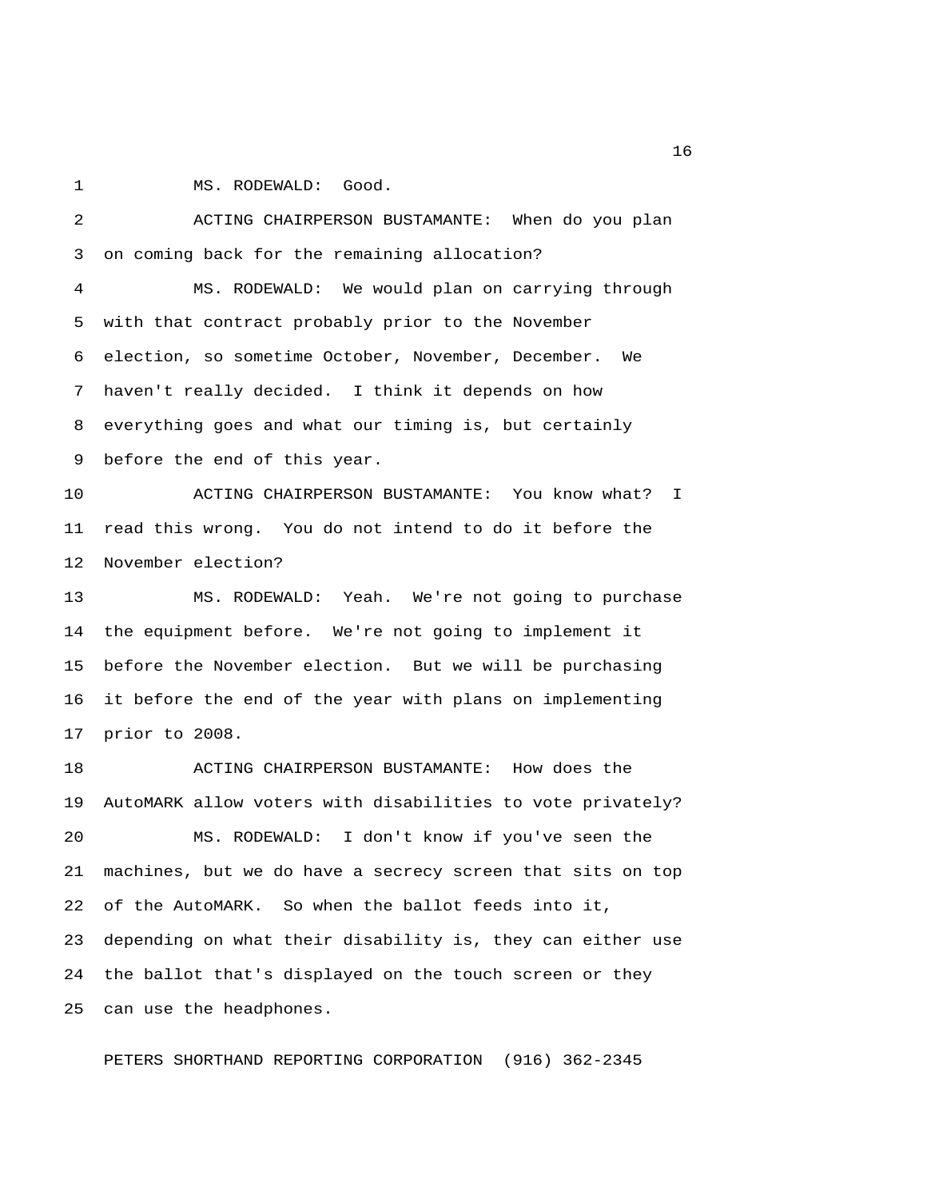MS. RODEWALD: Good.

ACTING CHAIRPERSON BUSTAMANTE: When do you plan on coming back for the remaining allocation?

MS. RODEWALD: We would plan on carrying through with that contract probably prior to the November election, so sometime October, November, December. We haven't really decided. I think it depends on how everything goes and what our timing is, but certainly before the end of this year.

ACTING CHAIRPERSON BUSTAMANTE: You know what? I read this wrong. You do not intend to do it before the November election?

MS. RODEWALD: Yeah. We're not going to purchase the equipment before. We're not going to implement it before the November election. But we will be purchasing it before the end of the year with plans on implementing prior to 2008.

ACTING CHAIRPERSON BUSTAMANTE: How does the AutoMARK allow voters with disabilities to vote privately?

MS. RODEWALD: I don't know if you've seen the machines, but we do have a secrecy screen that sits on top of the AutoMARK. So when the ballot feeds into it, depending on what their disability is, they can either use the ballot that's displayed on the touch screen or they can use the headphones.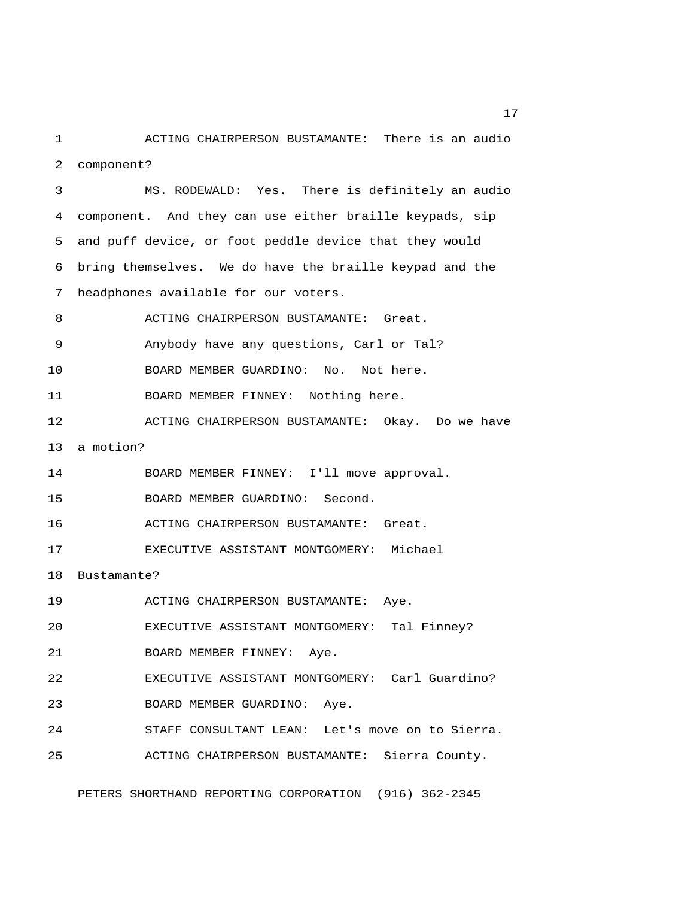ACTING CHAIRPERSON BUSTAMANTE: There is an audio component?

MS. RODEWALD: Yes. There is definitely an audio component. And they can use either braille keypads, sip and puff device, or foot peddle device that they would bring themselves. We do have the braille keypad and the headphones available for our voters.

ACTING CHAIRPERSON BUSTAMANTE: Great.

Anybody have any questions, Carl or Tal?

BOARD MEMBER GUARDINO: No. Not here.

BOARD MEMBER FINNEY: Nothing here.

ACTING CHAIRPERSON BUSTAMANTE: Okay. Do we have a motion?

BOARD MEMBER FINNEY: I'll move approval.

BOARD MEMBER GUARDINO: Second.

ACTING CHAIRPERSON BUSTAMANTE: Great.

EXECUTIVE ASSISTANT MONTGOMERY: Michael Bustamante?

ACTING CHAIRPERSON BUSTAMANTE: Aye.

EXECUTIVE ASSISTANT MONTGOMERY: Tal Finney?

BOARD MEMBER FINNEY: Aye.

EXECUTIVE ASSISTANT MONTGOMERY: Carl Guardino?

BOARD MEMBER GUARDINO: Aye.

STAFF CONSULTANT LEAN: Let's move on to Sierra.

ACTING CHAIRPERSON BUSTAMANTE: Sierra County.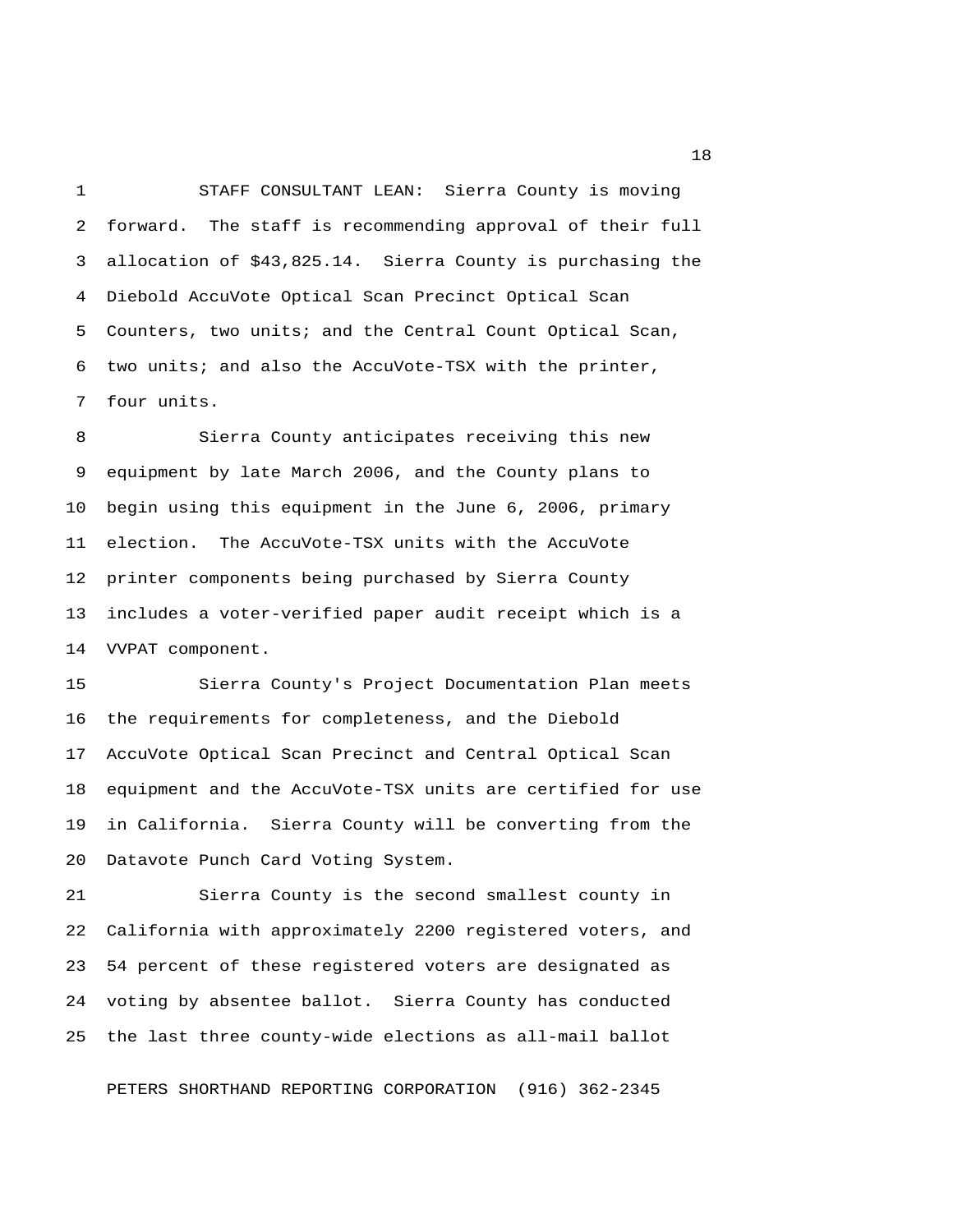STAFF CONSULTANT LEAN: Sierra County is moving forward. The staff is recommending approval of their full allocation of $43,825.14. Sierra County is purchasing the Diebold AccuVote Optical Scan Precinct Optical Scan Counters, two units; and the Central Count Optical Scan, two units; and also the AccuVote-TSX with the printer, four units.

Sierra County anticipates receiving this new equipment by late March 2006, and the County plans to begin using this equipment in the June 6, 2006, primary election. The AccuVote-TSX units with the AccuVote printer components being purchased by Sierra County includes a voter-verified paper audit receipt which is a VVPAT component.

Sierra County's Project Documentation Plan meets the requirements for completeness, and the Diebold AccuVote Optical Scan Precinct and Central Optical Scan equipment and the AccuVote-TSX units are certified for use in California. Sierra County will be converting from the Datavote Punch Card Voting System.

Sierra County is the second smallest county in California with approximately 2200 registered voters, and 54 percent of these registered voters are designated as voting by absentee ballot. Sierra County has conducted the last three county-wide elections as all-mail ballot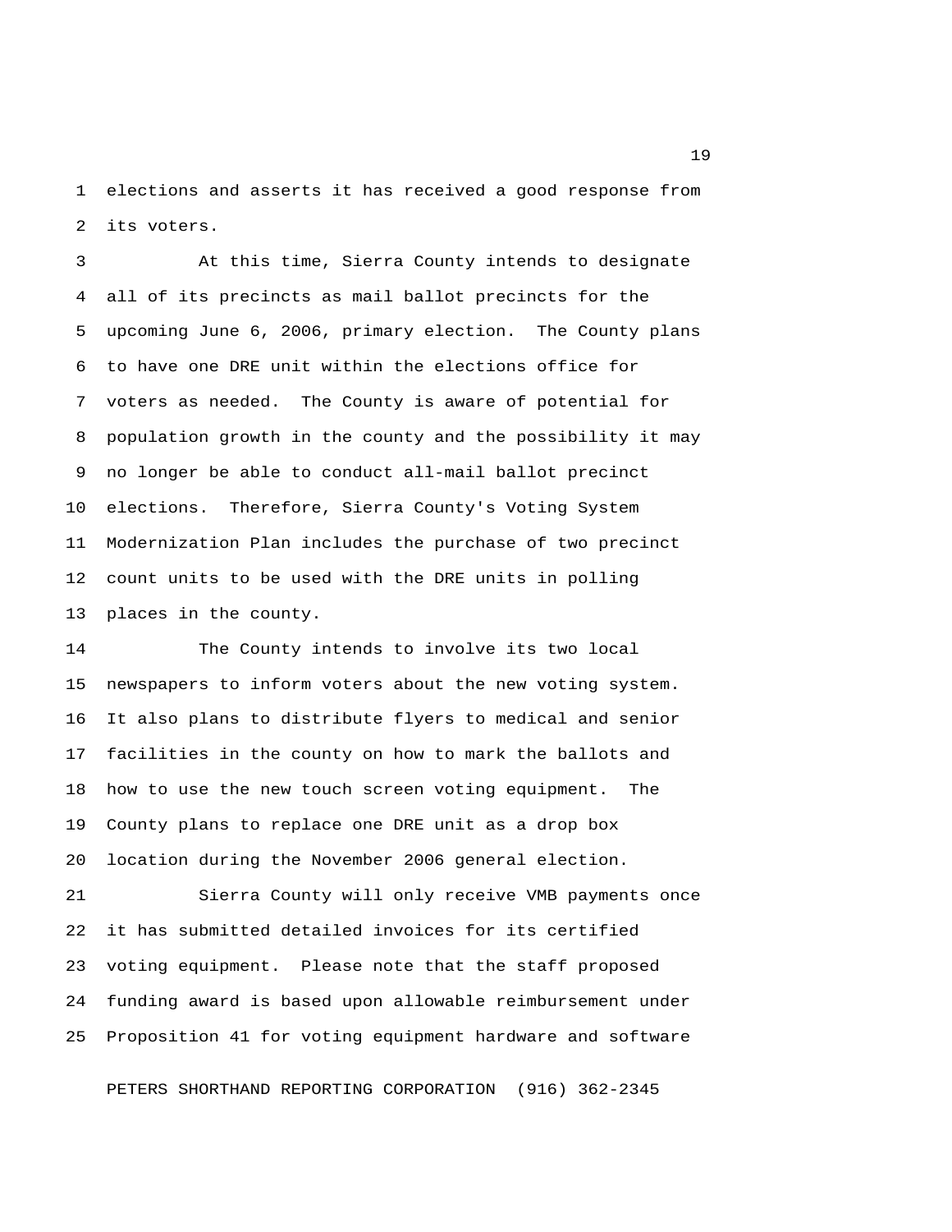elections and asserts it has received a good response from its voters.

At this time, Sierra County intends to designate all of its precincts as mail ballot precincts for the upcoming June 6, 2006, primary election. The County plans to have one DRE unit within the elections office for voters as needed. The County is aware of potential for population growth in the county and the possibility it may no longer be able to conduct all-mail ballot precinct elections. Therefore, Sierra County's Voting System Modernization Plan includes the purchase of two precinct count units to be used with the DRE units in polling places in the county.

The County intends to involve its two local newspapers to inform voters about the new voting system. It also plans to distribute flyers to medical and senior facilities in the county on how to mark the ballots and how to use the new touch screen voting equipment. The County plans to replace one DRE unit as a drop box location during the November 2006 general election.

Sierra County will only receive VMB payments once it has submitted detailed invoices for its certified voting equipment. Please note that the staff proposed funding award is based upon allowable reimbursement under Proposition 41 for voting equipment hardware and software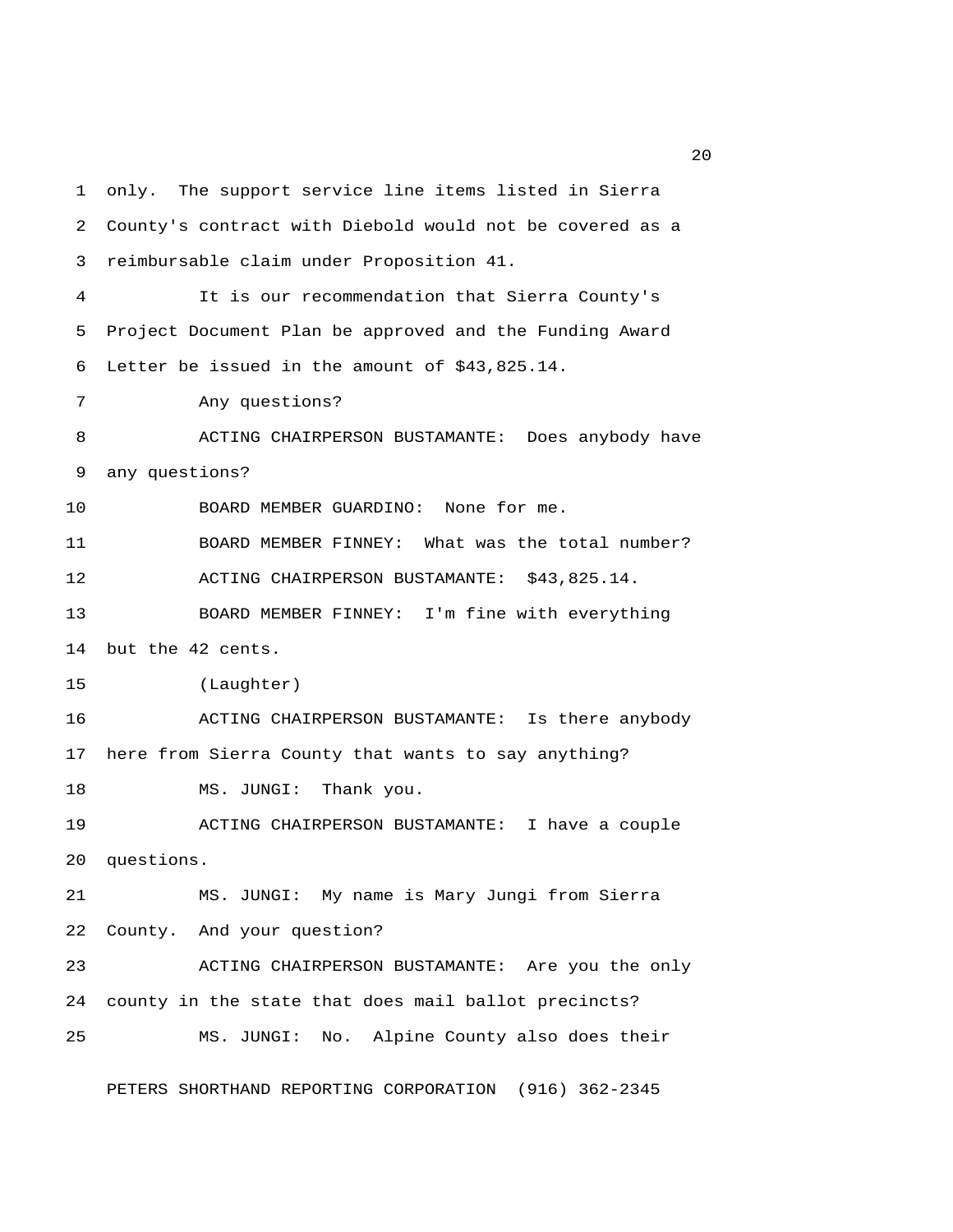only. The support service line items listed in Sierra County's contract with Diebold would not be covered as a reimbursable claim under Proposition 41.

It is our recommendation that Sierra County's Project Document Plan be approved and the Funding Award Letter be issued in the amount of $43,825.14.

Any questions?

ACTING CHAIRPERSON BUSTAMANTE: Does anybody have any questions?

BOARD MEMBER GUARDINO: None for me.

BOARD MEMBER FINNEY: What was the total number?

ACTING CHAIRPERSON BUSTAMANTE: $43,825.14.

BOARD MEMBER FINNEY: I'm fine with everything but the 42 cents.

(Laughter)

ACTING CHAIRPERSON BUSTAMANTE: Is there anybody here from Sierra County that wants to say anything?

MS. JUNGI: Thank you.

ACTING CHAIRPERSON BUSTAMANTE: I have a couple questions.

MS. JUNGI: My name is Mary Jungi from Sierra County. And your question?

ACTING CHAIRPERSON BUSTAMANTE: Are you the only county in the state that does mail ballot precincts?

MS. JUNGI: No. Alpine County also does their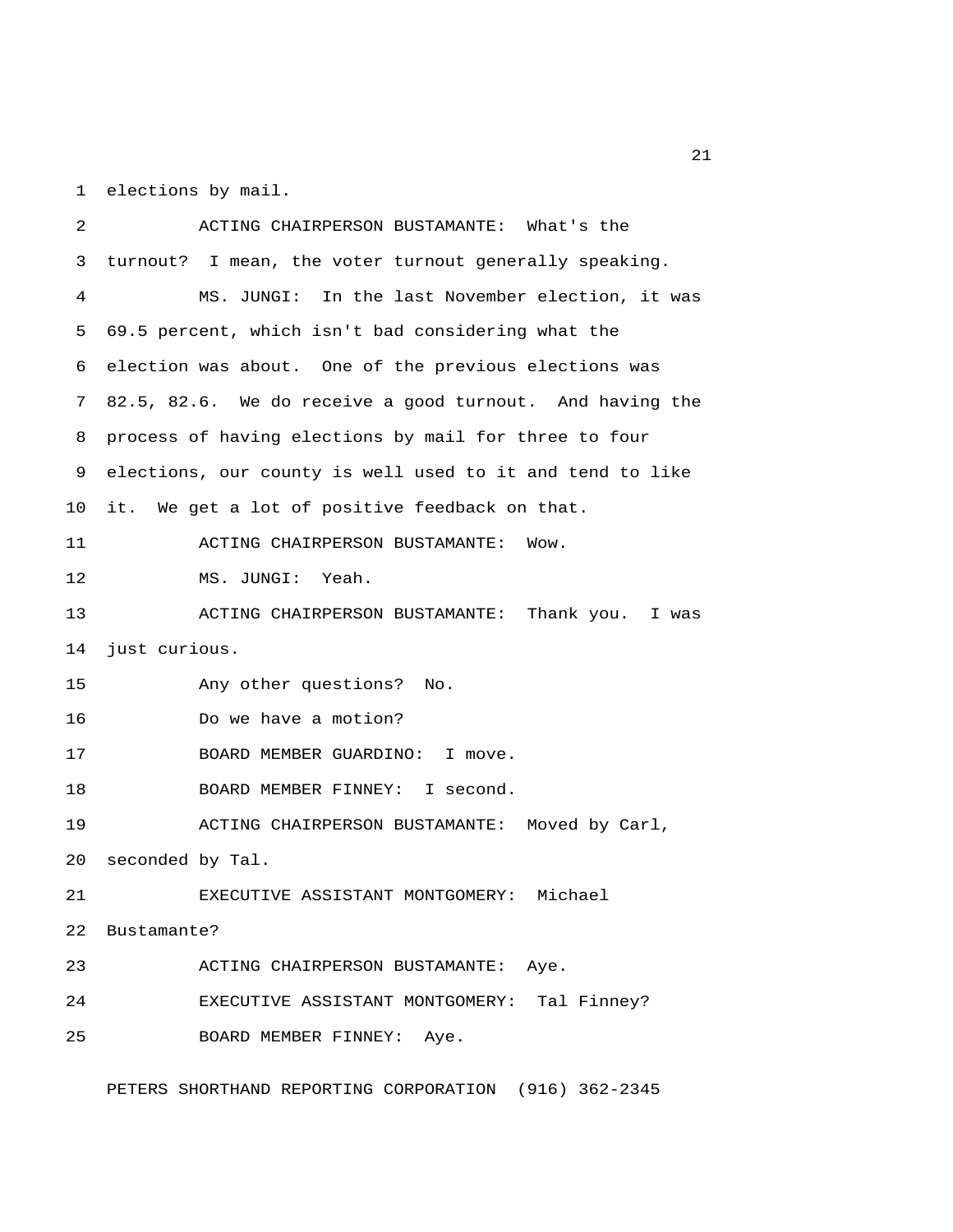elections by mail.

ACTING CHAIRPERSON BUSTAMANTE: What's the turnout? I mean, the voter turnout generally speaking.

MS. JUNGI: In the last November election, it was 69.5 percent, which isn't bad considering what the election was about. One of the previous elections was 82.5, 82.6. We do receive a good turnout. And having the process of having elections by mail for three to four elections, our county is well used to it and tend to like it. We get a lot of positive feedback on that.

ACTING CHAIRPERSON BUSTAMANTE: Wow.

MS. JUNGI: Yeah.

ACTING CHAIRPERSON BUSTAMANTE: Thank you. I was just curious.

Any other questions? No.

Do we have a motion?

BOARD MEMBER GUARDINO: I move.

BOARD MEMBER FINNEY: I second.

ACTING CHAIRPERSON BUSTAMANTE: Moved by Carl, seconded by Tal.

EXECUTIVE ASSISTANT MONTGOMERY: Michael Bustamante?

ACTING CHAIRPERSON BUSTAMANTE: Aye.

EXECUTIVE ASSISTANT MONTGOMERY: Tal Finney?

BOARD MEMBER FINNEY: Aye.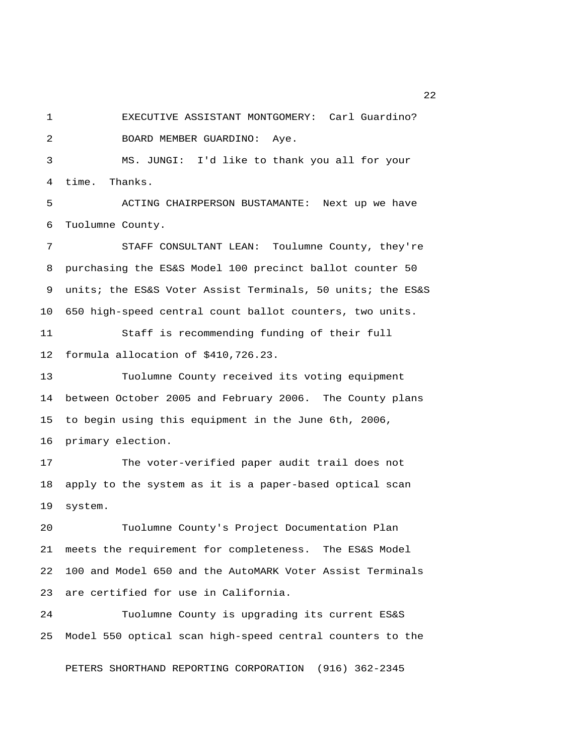EXECUTIVE ASSISTANT MONTGOMERY: Carl Guardino?

BOARD MEMBER GUARDINO: Aye.

MS. JUNGI: I'd like to thank you all for your time. Thanks.

ACTING CHAIRPERSON BUSTAMANTE: Next up we have Tuolumne County.

STAFF CONSULTANT LEAN: Toulumne County, they're purchasing the ES&S Model 100 precinct ballot counter 50 units; the ES&S Voter Assist Terminals, 50 units; the ES&S 650 high-speed central count ballot counters, two units.

Staff is recommending funding of their full formula allocation of $410,726.23.

Tuolumne County received its voting equipment between October 2005 and February 2006. The County plans to begin using this equipment in the June 6th, 2006, primary election.

The voter-verified paper audit trail does not apply to the system as it is a paper-based optical scan system.

Tuolumne County's Project Documentation Plan meets the requirement for completeness. The ES&S Model 100 and Model 650 and the AutoMARK Voter Assist Terminals are certified for use in California.

Tuolumne County is upgrading its current ES&S Model 550 optical scan high-speed central counters to the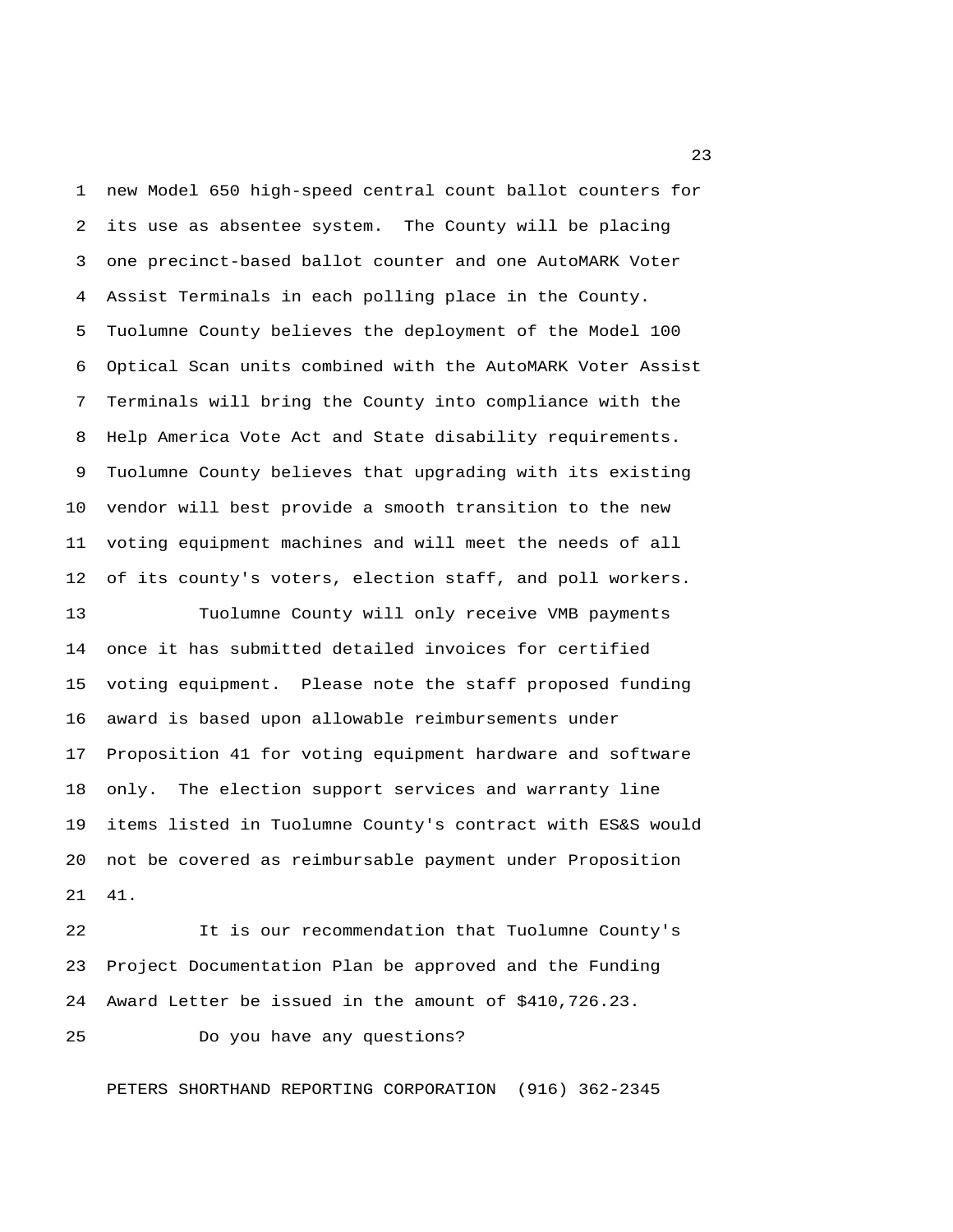new Model 650 high-speed central count ballot counters for its use as absentee system. The County will be placing one precinct-based ballot counter and one AutoMARK Voter Assist Terminals in each polling place in the County. Tuolumne County believes the deployment of the Model 100 Optical Scan units combined with the AutoMARK Voter Assist Terminals will bring the County into compliance with the Help America Vote Act and State disability requirements. Tuolumne County believes that upgrading with its existing vendor will best provide a smooth transition to the new voting equipment machines and will meet the needs of all of its county's voters, election staff, and poll workers.

Tuolumne County will only receive VMB payments once it has submitted detailed invoices for certified voting equipment. Please note the staff proposed funding award is based upon allowable reimbursements under Proposition 41 for voting equipment hardware and software only. The election support services and warranty line items listed in Tuolumne County's contract with ES&S would not be covered as reimbursable payment under Proposition 41.

It is our recommendation that Tuolumne County's Project Documentation Plan be approved and the Funding Award Letter be issued in the amount of $410,726.23.

Do you have any questions?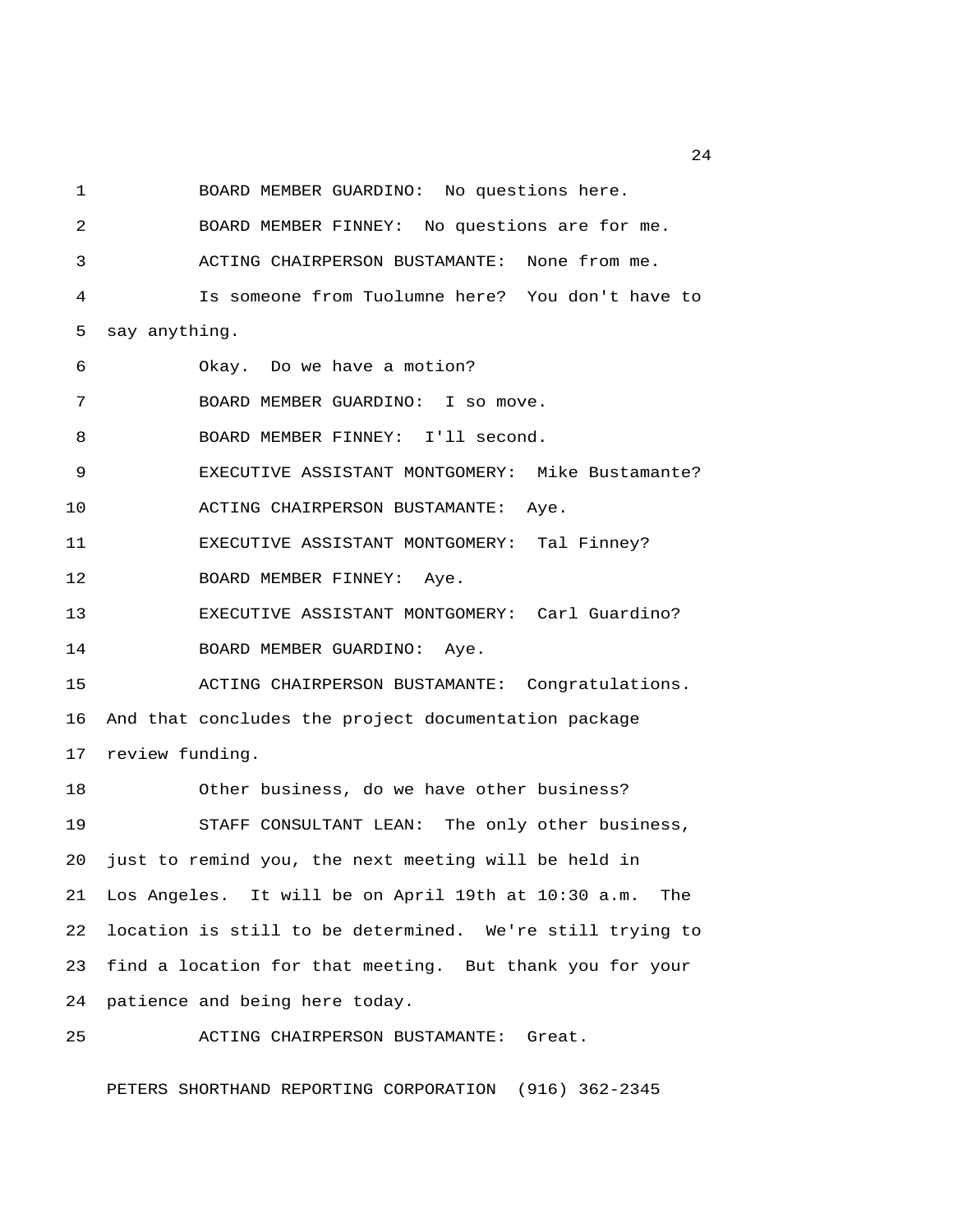BOARD MEMBER GUARDINO: No questions here.

BOARD MEMBER FINNEY: No questions are for me.

ACTING CHAIRPERSON BUSTAMANTE: None from me.

Is someone from Tuolumne here? You don't have to say anything.

Okay. Do we have a motion?

BOARD MEMBER GUARDINO: I so move.

BOARD MEMBER FINNEY: I'll second.

EXECUTIVE ASSISTANT MONTGOMERY: Mike Bustamante?

ACTING CHAIRPERSON BUSTAMANTE: Aye.

EXECUTIVE ASSISTANT MONTGOMERY: Tal Finney?

BOARD MEMBER FINNEY: Aye.

EXECUTIVE ASSISTANT MONTGOMERY: Carl Guardino?

BOARD MEMBER GUARDINO: Aye.

ACTING CHAIRPERSON BUSTAMANTE: Congratulations. And that concludes the project documentation package review funding.

Other business, do we have other business?

STAFF CONSULTANT LEAN: The only other business, just to remind you, the next meeting will be held in Los Angeles. It will be on April 19th at 10:30 a.m. The location is still to be determined. We're still trying to find a location for that meeting. But thank you for your patience and being here today.

ACTING CHAIRPERSON BUSTAMANTE: Great.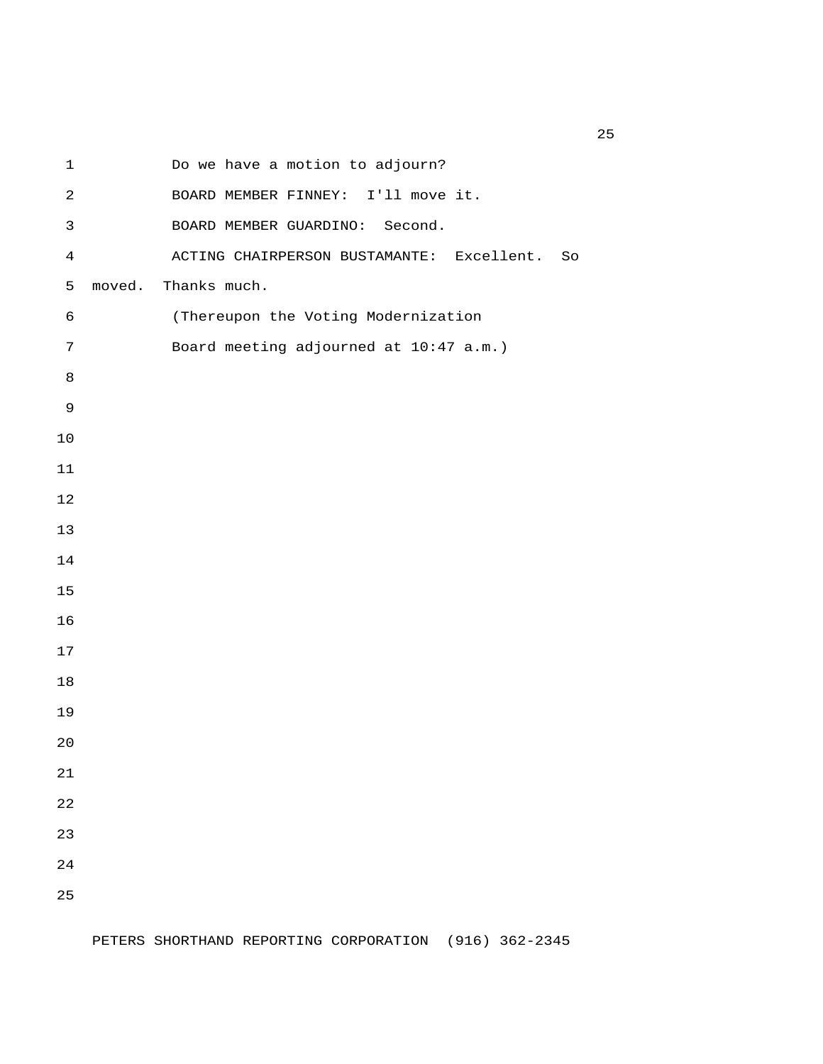Do we have a motion to adjourn?

BOARD MEMBER FINNEY: I'll move it.

BOARD MEMBER GUARDINO: Second.

ACTING CHAIRPERSON BUSTAMANTE: Excellent. So moved. Thanks much.

(Thereupon the Voting Modernization Board meeting adjourned at 10:47 a.m.)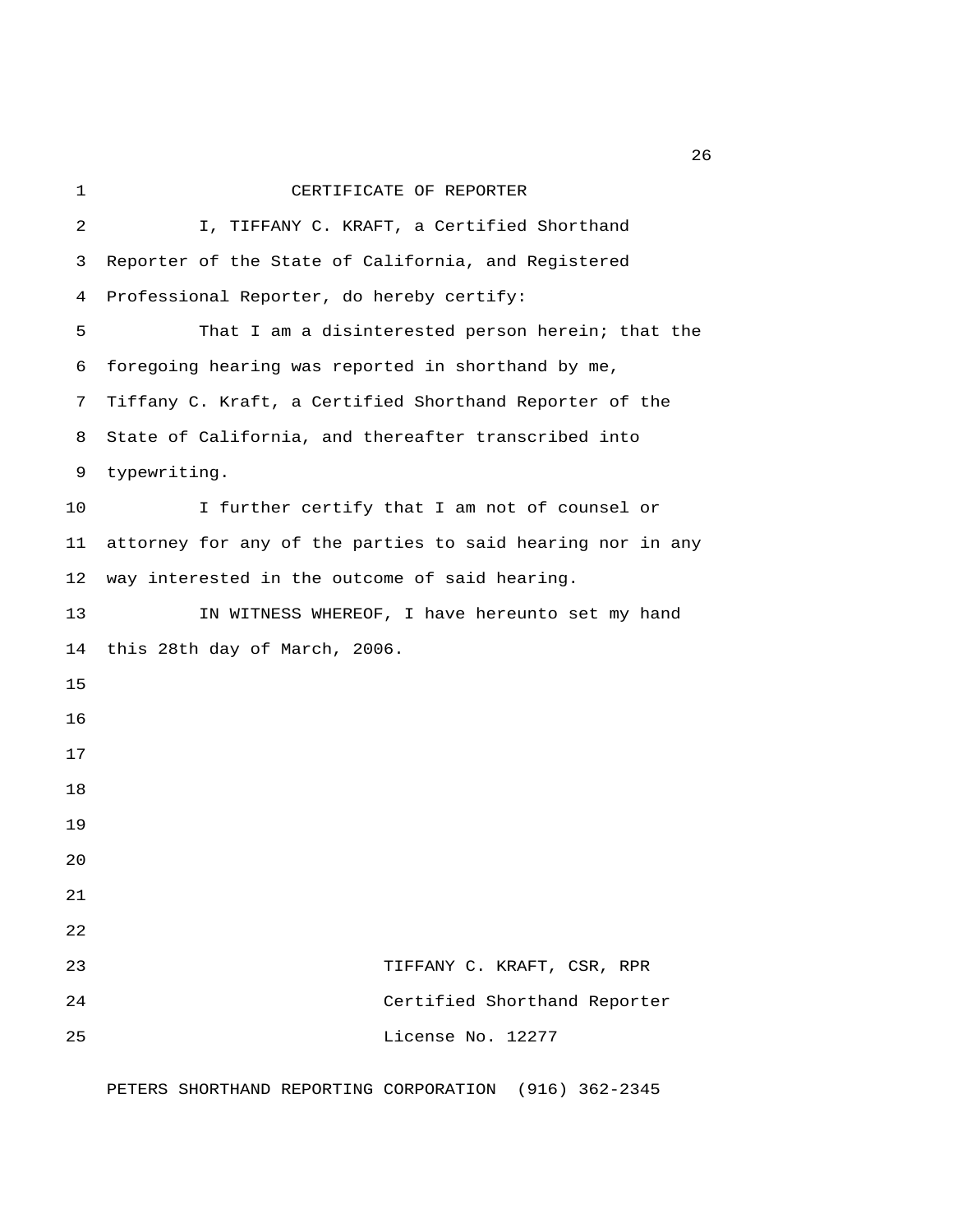# CERTIFICATE OF REPORTER

I, TIFFANY C. KRAFT, a Certified Shorthand Reporter of the State of California, and Registered Professional Reporter, do hereby certify:

That I am a disinterested person herein; that the foregoing hearing was reported in shorthand by me, Tiffany C. Kraft, a Certified Shorthand Reporter of the State of California, and thereafter transcribed into typewriting.

I further certify that I am not of counsel or attorney for any of the parties to said hearing nor in any way interested in the outcome of said hearing.

IN WITNESS WHEREOF, I have hereunto set my hand this 28th day of March, 2006.

TIFFANY C. KRAFT, CSR, RPR
Certified Shorthand Reporter
License No. 12277

PETERS SHORTHAND REPORTING CORPORATION (916) 362-2345